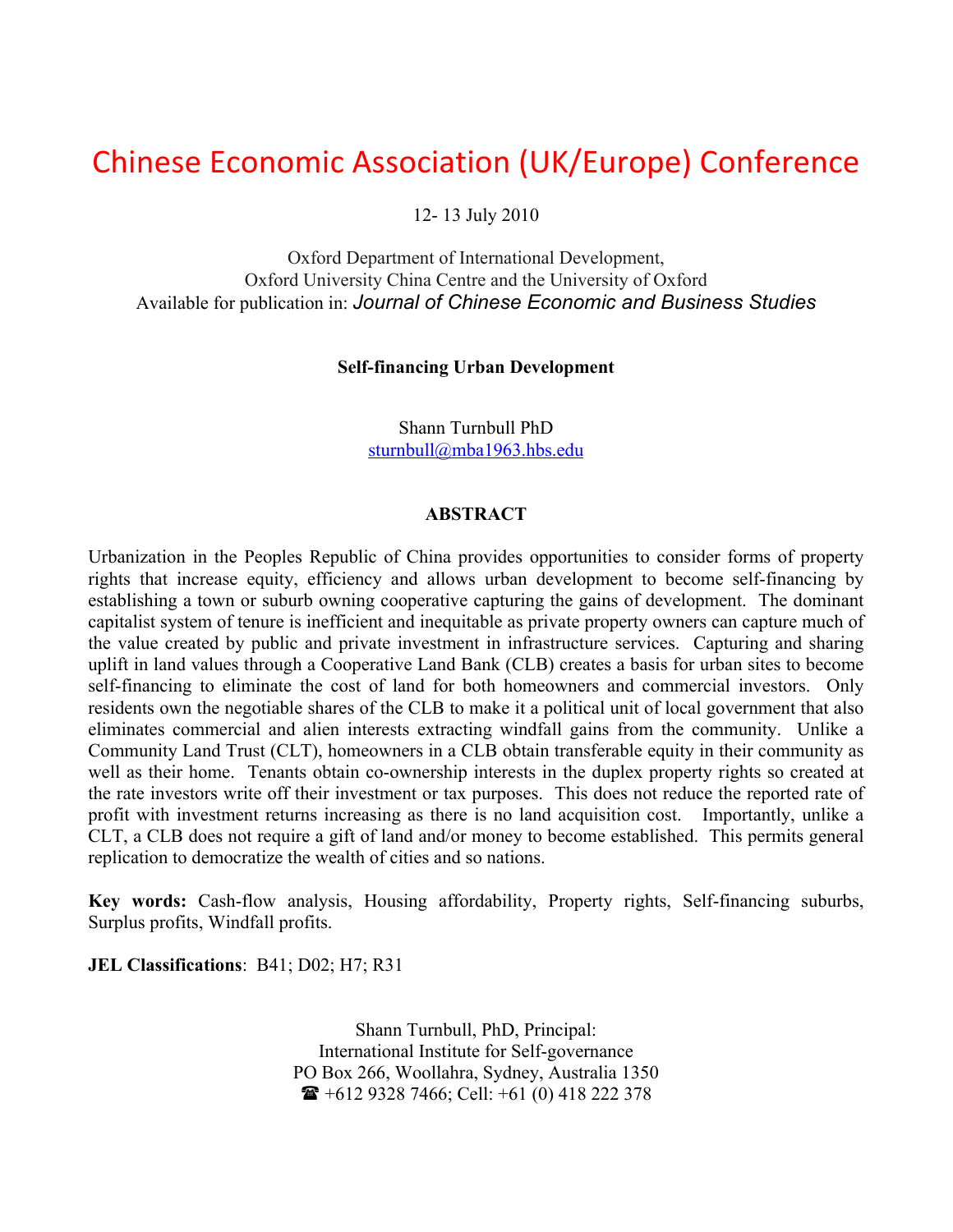# Chinese Economic Association (UK/Europe) Conference

12- 13 July 2010

Oxford Department of International Development,
Oxford University China Centre and the University of Oxford
Available for publication in: *Journal of Chinese Economic and Business Studies*

**Self-financing Urban Development**

Shann Turnbull PhD
sturnbull@mba1963.hbs.edu

**ABSTRACT**

Urbanization in the Peoples Republic of China provides opportunities to consider forms of property rights that increase equity, efficiency and allows urban development to become self-financing by establishing a town or suburb owning cooperative capturing the gains of development. The dominant capitalist system of tenure is inefficient and inequitable as private property owners can capture much of the value created by public and private investment in infrastructure services. Capturing and sharing uplift in land values through a Cooperative Land Bank (CLB) creates a basis for urban sites to become self-financing to eliminate the cost of land for both homeowners and commercial investors. Only residents own the negotiable shares of the CLB to make it a political unit of local government that also eliminates commercial and alien interests extracting windfall gains from the community. Unlike a Community Land Trust (CLT), homeowners in a CLB obtain transferable equity in their community as well as their home. Tenants obtain co-ownership interests in the duplex property rights so created at the rate investors write off their investment or tax purposes. This does not reduce the reported rate of profit with investment returns increasing as there is no land acquisition cost. Importantly, unlike a CLT, a CLB does not require a gift of land and/or money to become established. This permits general replication to democratize the wealth of cities and so nations.

**Key words:** Cash-flow analysis, Housing affordability, Property rights, Self-financing suburbs, Surplus profits, Windfall profits.

**JEL Classifications**: B41; D02; H7; R31

Shann Turnbull, PhD, Principal:
International Institute for Self-governance
PO Box 266, Woollahra, Sydney, Australia 1350
☎ +612 9328 7466; Cell: +61 (0) 418 222 378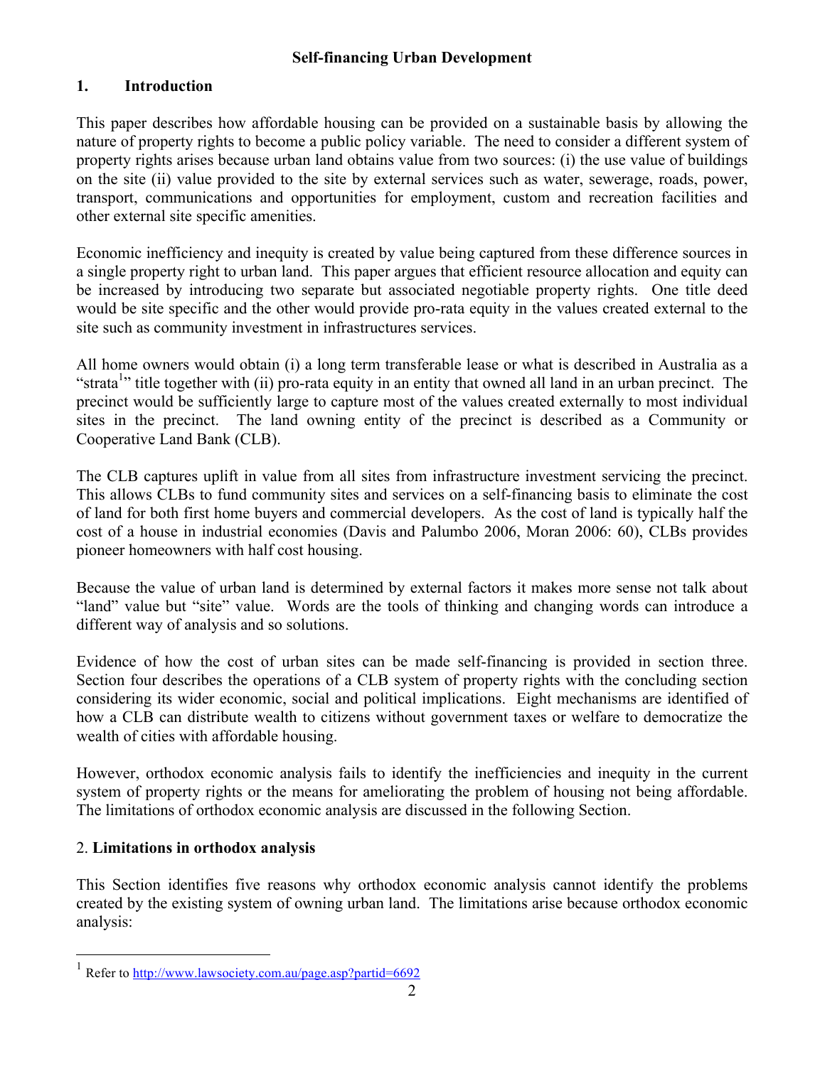**Self-financing Urban Development**

## 1. Introduction

This paper describes how affordable housing can be provided on a sustainable basis by allowing the nature of property rights to become a public policy variable. The need to consider a different system of property rights arises because urban land obtains value from two sources: (i) the use value of buildings on the site (ii) value provided to the site by external services such as water, sewerage, roads, power, transport, communications and opportunities for employment, custom and recreation facilities and other external site specific amenities.

Economic inefficiency and inequity is created by value being captured from these difference sources in a single property right to urban land. This paper argues that efficient resource allocation and equity can be increased by introducing two separate but associated negotiable property rights. One title deed would be site specific and the other would provide pro-rata equity in the values created external to the site such as community investment in infrastructures services.

All home owners would obtain (i) a long term transferable lease or what is described in Australia as a "strata[1]" title together with (ii) pro-rata equity in an entity that owned all land in an urban precinct. The precinct would be sufficiently large to capture most of the values created externally to most individual sites in the precinct. The land owning entity of the precinct is described as a Community or Cooperative Land Bank (CLB).

The CLB captures uplift in value from all sites from infrastructure investment servicing the precinct. This allows CLBs to fund community sites and services on a self-financing basis to eliminate the cost of land for both first home buyers and commercial developers. As the cost of land is typically half the cost of a house in industrial economies (Davis and Palumbo 2006, Moran 2006: 60), CLBs provides pioneer homeowners with half cost housing.

Because the value of urban land is determined by external factors it makes more sense not talk about "land" value but "site" value. Words are the tools of thinking and changing words can introduce a different way of analysis and so solutions.

Evidence of how the cost of urban sites can be made self-financing is provided in section three. Section four describes the operations of a CLB system of property rights with the concluding section considering its wider economic, social and political implications. Eight mechanisms are identified of how a CLB can distribute wealth to citizens without government taxes or welfare to democratize the wealth of cities with affordable housing.

However, orthodox economic analysis fails to identify the inefficiencies and inequity in the current system of property rights or the means for ameliorating the problem of housing not being affordable. The limitations of orthodox economic analysis are discussed in the following Section.

## 2. Limitations in orthodox analysis

This Section identifies five reasons why orthodox economic analysis cannot identify the problems created by the existing system of owning urban land. The limitations arise because orthodox economic analysis:

---

[1] Refer to http://www.lawsociety.com.au/page.asp?partid=6692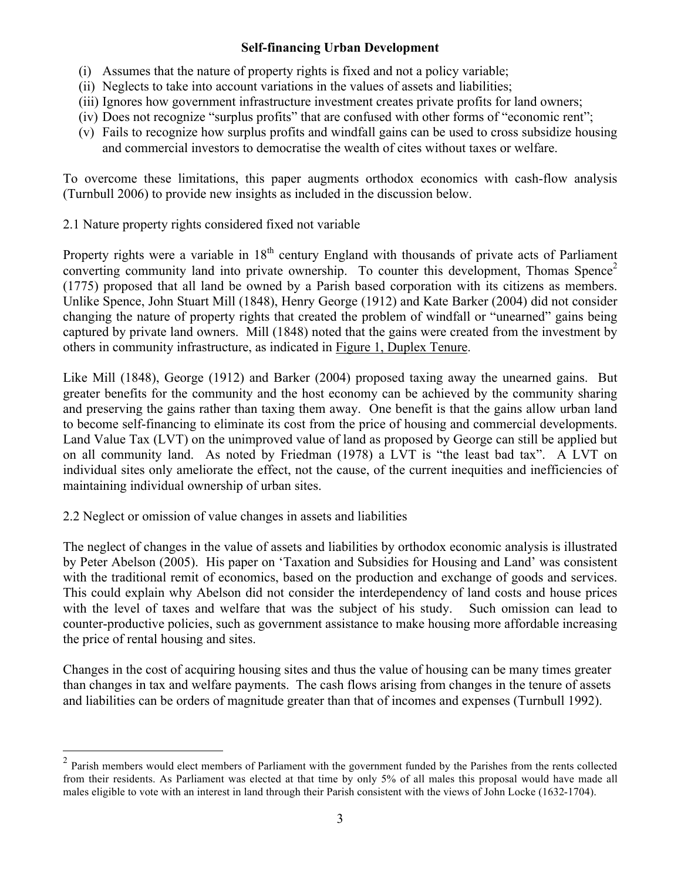(i) Assumes that the nature of property rights is fixed and not a policy variable;
(ii) Neglects to take into account variations in the values of assets and liabilities;
(iii) Ignores how government infrastructure investment creates private profits for land owners;
(iv) Does not recognize "surplus profits" that are confused with other forms of "economic rent";
(v) Fails to recognize how surplus profits and windfall gains can be used to cross subsidize housing and commercial investors to democratise the wealth of cites without taxes or welfare.

To overcome these limitations, this paper augments orthodox economics with cash-flow analysis (Turnbull 2006) to provide new insights as included in the discussion below.

2.1 Nature property rights considered fixed not variable

Property rights were a variable in 18th century England with thousands of private acts of Parliament converting community land into private ownership. To counter this development, Thomas Spence[2] (1775) proposed that all land be owned by a Parish based corporation with its citizens as members. Unlike Spence, John Stuart Mill (1848), Henry George (1912) and Kate Barker (2004) did not consider changing the nature of property rights that created the problem of windfall or "unearned" gains being captured by private land owners. Mill (1848) noted that the gains were created from the investment by others in community infrastructure, as indicated in Figure 1, Duplex Tenure.

Like Mill (1848), George (1912) and Barker (2004) proposed taxing away the unearned gains. But greater benefits for the community and the host economy can be achieved by the community sharing and preserving the gains rather than taxing them away. One benefit is that the gains allow urban land to become self-financing to eliminate its cost from the price of housing and commercial developments. Land Value Tax (LVT) on the unimproved value of land as proposed by George can still be applied but on all community land. As noted by Friedman (1978) a LVT is "the least bad tax". A LVT on individual sites only ameliorate the effect, not the cause, of the current inequities and inefficiencies of maintaining individual ownership of urban sites.

2.2 Neglect or omission of value changes in assets and liabilities

The neglect of changes in the value of assets and liabilities by orthodox economic analysis is illustrated by Peter Abelson (2005). His paper on 'Taxation and Subsidies for Housing and Land' was consistent with the traditional remit of economics, based on the production and exchange of goods and services. This could explain why Abelson did not consider the interdependency of land costs and house prices with the level of taxes and welfare that was the subject of his study. Such omission can lead to counter-productive policies, such as government assistance to make housing more affordable increasing the price of rental housing and sites.

Changes in the cost of acquiring housing sites and thus the value of housing can be many times greater than changes in tax and welfare payments. The cash flows arising from changes in the tenure of assets and liabilities can be orders of magnitude greater than that of incomes and expenses (Turnbull 1992).

---

[2] Parish members would elect members of Parliament with the government funded by the Parishes from the rents collected from their residents. As Parliament was elected at that time by only 5% of all males this proposal would have made all males eligible to vote with an interest in land through their Parish consistent with the views of John Locke (1632-1704).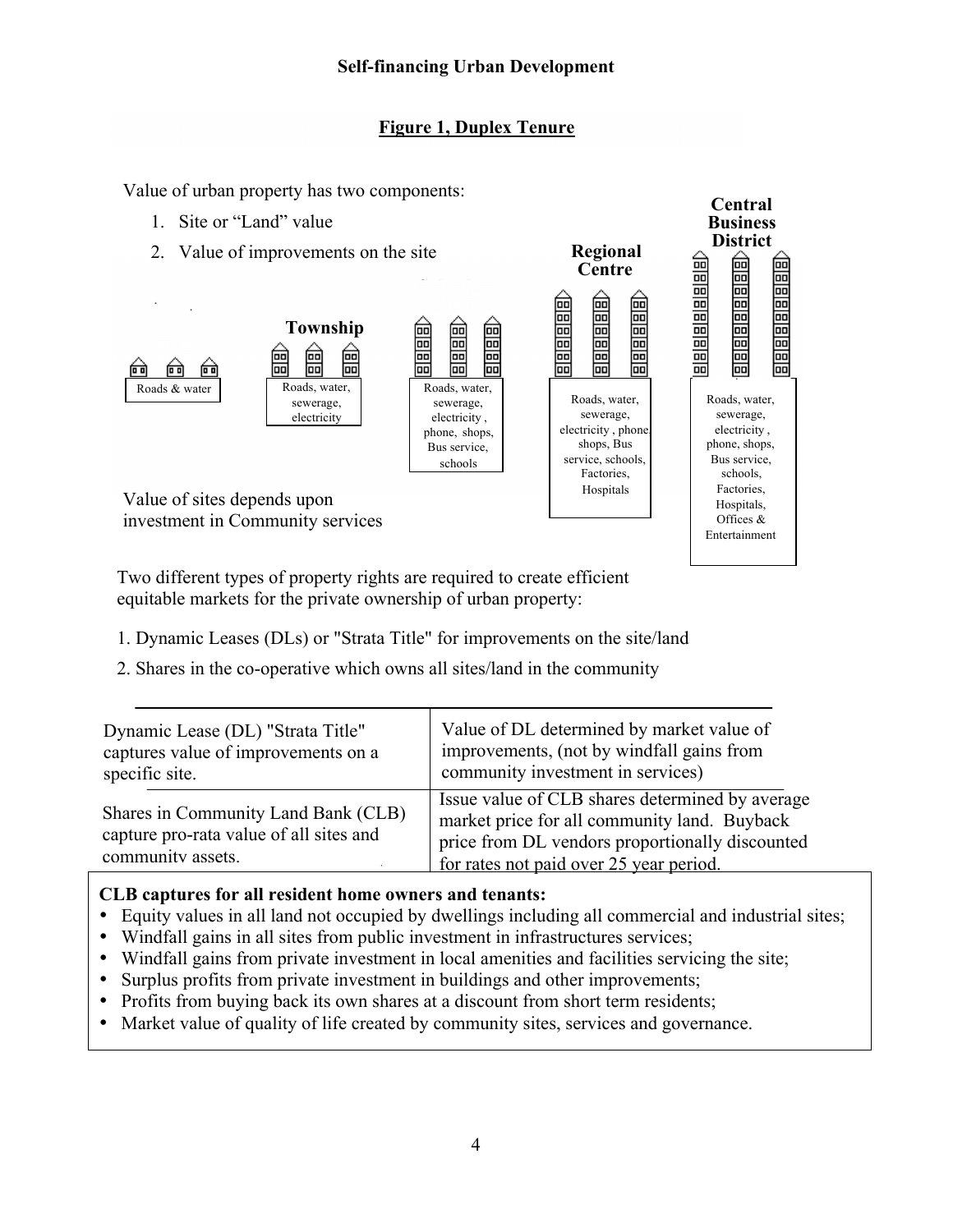## Figure 1, Duplex Tenure

Value of urban property has two components:

1. Site or "Land" value
2. Value of improvements on the site

| | Township | | Regional Centre | Central Business District |
|---|---|---|---|---|
| Roads & water | Roads, water, sewerage, electricity | Roads, water, sewerage, electricity , phone, shops, Bus service, schools | Roads, water, sewerage, electricity , phone shops, Bus service, schools, Factories, Hospitals | Roads, water, sewerage, electricity , phone, shops, Bus service, schools, Factories, Hospitals, Offices & Entertainment |

Value of sites depends upon investment in Community services

Two different types of property rights are required to create efficient equitable markets for the private ownership of urban property:

1. Dynamic Leases (DLs) or "Strata Title" for improvements on the site/land
2. Shares in the co-operative which owns all sites/land in the community

| | |
|---|---|
| Dynamic Lease (DL) "Strata Title" captures value of improvements on a specific site. | Value of DL determined by market value of improvements, (not by windfall gains from community investment in services) |
| Shares in Community Land Bank (CLB) capture pro-rata value of all sites and community assets. | Issue value of CLB shares determined by average market price for all community land. Buyback price from DL vendors proportionally discounted for rates not paid over 25 year period. |

**CLB captures for all resident home owners and tenants:**

- Equity values in all land not occupied by dwellings including all commercial and industrial sites;
- Windfall gains in all sites from public investment in infrastructures services;
- Windfall gains from private investment in local amenities and facilities servicing the site;
- Surplus profits from private investment in buildings and other improvements;
- Profits from buying back its own shares at a discount from short term residents;
- Market value of quality of life created by community sites, services and governance.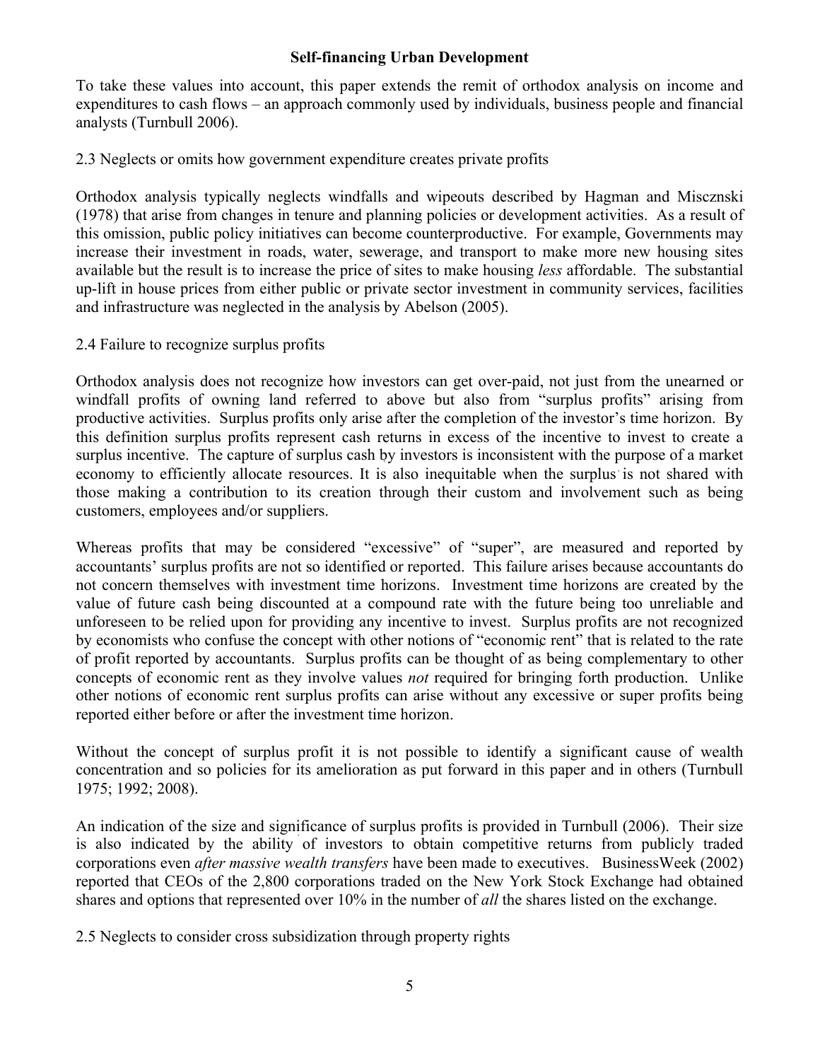To take these values into account, this paper extends the remit of orthodox analysis on income and expenditures to cash flows – an approach commonly used by individuals, business people and financial analysts (Turnbull 2006).

2.3 Neglects or omits how government expenditure creates private profits

Orthodox analysis typically neglects windfalls and wipeouts described by Hagman and Miscznski (1978) that arise from changes in tenure and planning policies or development activities. As a result of this omission, public policy initiatives can become counterproductive. For example, Governments may increase their investment in roads, water, sewerage, and transport to make more new housing sites available but the result is to increase the price of sites to make housing *less* affordable. The substantial up-lift in house prices from either public or private sector investment in community services, facilities and infrastructure was neglected in the analysis by Abelson (2005).

2.4 Failure to recognize surplus profits

Orthodox analysis does not recognize how investors can get over-paid, not just from the unearned or windfall profits of owning land referred to above but also from "surplus profits" arising from productive activities. Surplus profits only arise after the completion of the investor's time horizon. By this definition surplus profits represent cash returns in excess of the incentive to invest to create a surplus incentive. The capture of surplus cash by investors is inconsistent with the purpose of a market economy to efficiently allocate resources. It is also inequitable when the surplus is not shared with those making a contribution to its creation through their custom and involvement such as being customers, employees and/or suppliers.

Whereas profits that may be considered "excessive" of "super", are measured and reported by accountants' surplus profits are not so identified or reported. This failure arises because accountants do not concern themselves with investment time horizons. Investment time horizons are created by the value of future cash being discounted at a compound rate with the future being too unreliable and unforeseen to be relied upon for providing any incentive to invest. Surplus profits are not recognized by economists who confuse the concept with other notions of "economic rent" that is related to the rate of profit reported by accountants. Surplus profits can be thought of as being complementary to other concepts of economic rent as they involve values *not* required for bringing forth production. Unlike other notions of economic rent surplus profits can arise without any excessive or super profits being reported either before or after the investment time horizon.

Without the concept of surplus profit it is not possible to identify a significant cause of wealth concentration and so policies for its amelioration as put forward in this paper and in others (Turnbull 1975; 1992; 2008).

An indication of the size and significance of surplus profits is provided in Turnbull (2006). Their size is also indicated by the ability of investors to obtain competitive returns from publicly traded corporations even *after massive wealth transfers* have been made to executives. BusinessWeek (2002) reported that CEOs of the 2,800 corporations traded on the New York Stock Exchange had obtained shares and options that represented over 10% in the number of *all* the shares listed on the exchange.

2.5 Neglects to consider cross subsidization through property rights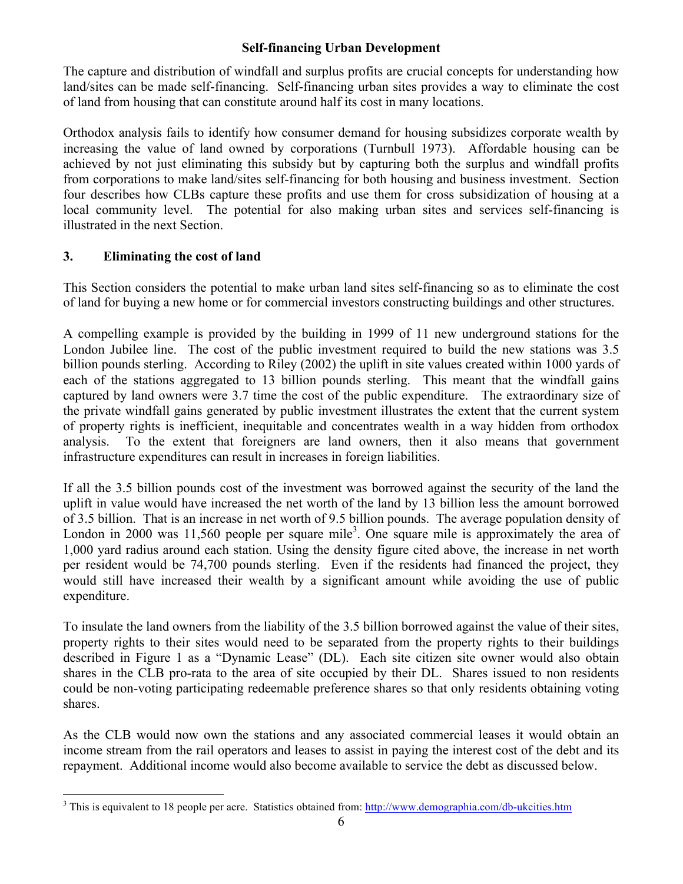**Self-financing Urban Development**

The capture and distribution of windfall and surplus profits are crucial concepts for understanding how land/sites can be made self-financing. Self-financing urban sites provides a way to eliminate the cost of land from housing that can constitute around half its cost in many locations.

Orthodox analysis fails to identify how consumer demand for housing subsidizes corporate wealth by increasing the value of land owned by corporations (Turnbull 1973). Affordable housing can be achieved by not just eliminating this subsidy but by capturing both the surplus and windfall profits from corporations to make land/sites self-financing for both housing and business investment. Section four describes how CLBs capture these profits and use them for cross subsidization of housing at a local community level. The potential for also making urban sites and services self-financing is illustrated in the next Section.

## 3. Eliminating the cost of land

This Section considers the potential to make urban land sites self-financing so as to eliminate the cost of land for buying a new home or for commercial investors constructing buildings and other structures.

A compelling example is provided by the building in 1999 of 11 new underground stations for the London Jubilee line. The cost of the public investment required to build the new stations was 3.5 billion pounds sterling. According to Riley (2002) the uplift in site values created within 1000 yards of each of the stations aggregated to 13 billion pounds sterling. This meant that the windfall gains captured by land owners were 3.7 time the cost of the public expenditure. The extraordinary size of the private windfall gains generated by public investment illustrates the extent that the current system of property rights is inefficient, inequitable and concentrates wealth in a way hidden from orthodox analysis. To the extent that foreigners are land owners, then it also means that government infrastructure expenditures can result in increases in foreign liabilities.

If all the 3.5 billion pounds cost of the investment was borrowed against the security of the land the uplift in value would have increased the net worth of the land by 13 billion less the amount borrowed of 3.5 billion. That is an increase in net worth of 9.5 billion pounds. The average population density of London in 2000 was 11,560 people per square mile[3]. One square mile is approximately the area of 1,000 yard radius around each station. Using the density figure cited above, the increase in net worth per resident would be 74,700 pounds sterling. Even if the residents had financed the project, they would still have increased their wealth by a significant amount while avoiding the use of public expenditure.

To insulate the land owners from the liability of the 3.5 billion borrowed against the value of their sites, property rights to their sites would need to be separated from the property rights to their buildings described in Figure 1 as a "Dynamic Lease" (DL). Each site citizen site owner would also obtain shares in the CLB pro-rata to the area of site occupied by their DL. Shares issued to non residents could be non-voting participating redeemable preference shares so that only residents obtaining voting shares.

As the CLB would now own the stations and any associated commercial leases it would obtain an income stream from the rail operators and leases to assist in paying the interest cost of the debt and its repayment. Additional income would also become available to service the debt as discussed below.

---

[3] This is equivalent to 18 people per acre. Statistics obtained from: http://www.demographia.com/db-ukcities.htm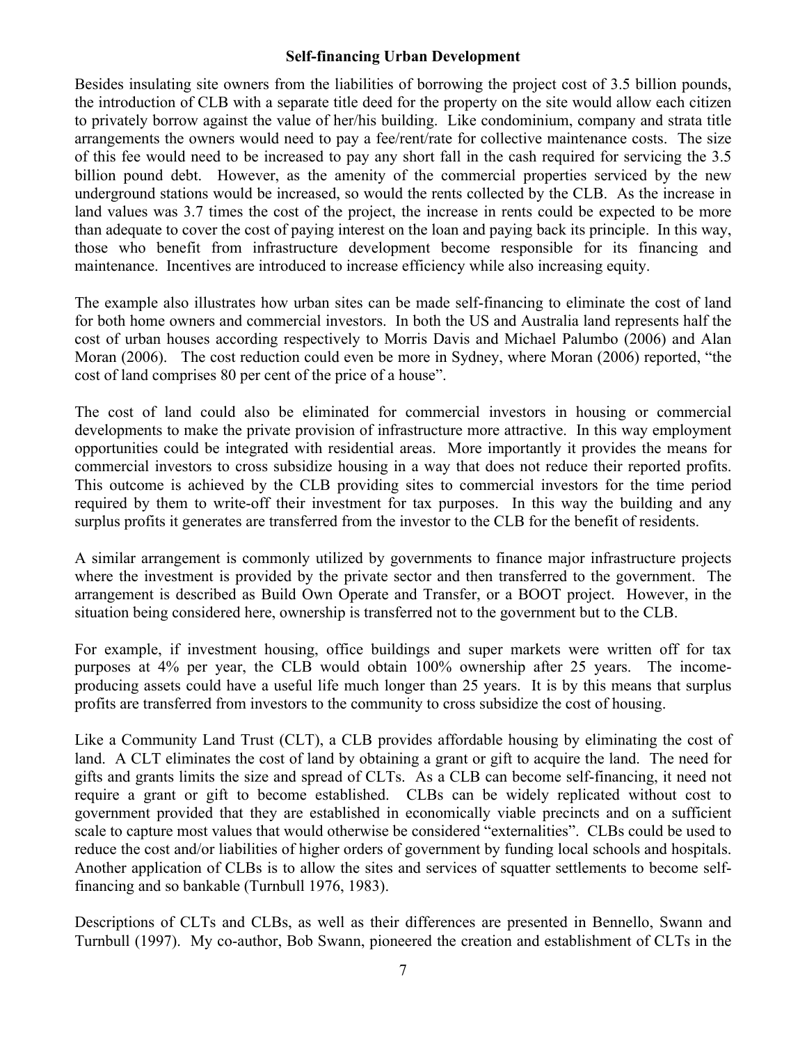**Self-financing Urban Development**

Besides insulating site owners from the liabilities of borrowing the project cost of 3.5 billion pounds, the introduction of CLB with a separate title deed for the property on the site would allow each citizen to privately borrow against the value of her/his building. Like condominium, company and strata title arrangements the owners would need to pay a fee/rent/rate for collective maintenance costs. The size of this fee would need to be increased to pay any short fall in the cash required for servicing the 3.5 billion pound debt. However, as the amenity of the commercial properties serviced by the new underground stations would be increased, so would the rents collected by the CLB. As the increase in land values was 3.7 times the cost of the project, the increase in rents could be expected to be more than adequate to cover the cost of paying interest on the loan and paying back its principle. In this way, those who benefit from infrastructure development become responsible for its financing and maintenance. Incentives are introduced to increase efficiency while also increasing equity.

The example also illustrates how urban sites can be made self-financing to eliminate the cost of land for both home owners and commercial investors. In both the US and Australia land represents half the cost of urban houses according respectively to Morris Davis and Michael Palumbo (2006) and Alan Moran (2006). The cost reduction could even be more in Sydney, where Moran (2006) reported, "the cost of land comprises 80 per cent of the price of a house".

The cost of land could also be eliminated for commercial investors in housing or commercial developments to make the private provision of infrastructure more attractive. In this way employment opportunities could be integrated with residential areas. More importantly it provides the means for commercial investors to cross subsidize housing in a way that does not reduce their reported profits. This outcome is achieved by the CLB providing sites to commercial investors for the time period required by them to write-off their investment for tax purposes. In this way the building and any surplus profits it generates are transferred from the investor to the CLB for the benefit of residents.

A similar arrangement is commonly utilized by governments to finance major infrastructure projects where the investment is provided by the private sector and then transferred to the government. The arrangement is described as Build Own Operate and Transfer, or a BOOT project. However, in the situation being considered here, ownership is transferred not to the government but to the CLB.

For example, if investment housing, office buildings and super markets were written off for tax purposes at 4% per year, the CLB would obtain 100% ownership after 25 years. The income-producing assets could have a useful life much longer than 25 years. It is by this means that surplus profits are transferred from investors to the community to cross subsidize the cost of housing.

Like a Community Land Trust (CLT), a CLB provides affordable housing by eliminating the cost of land. A CLT eliminates the cost of land by obtaining a grant or gift to acquire the land. The need for gifts and grants limits the size and spread of CLTs. As a CLB can become self-financing, it need not require a grant or gift to become established. CLBs can be widely replicated without cost to government provided that they are established in economically viable precincts and on a sufficient scale to capture most values that would otherwise be considered "externalities". CLBs could be used to reduce the cost and/or liabilities of higher orders of government by funding local schools and hospitals. Another application of CLBs is to allow the sites and services of squatter settlements to become self-financing and so bankable (Turnbull 1976, 1983).

Descriptions of CLTs and CLBs, as well as their differences are presented in Bennello, Swann and Turnbull (1997). My co-author, Bob Swann, pioneered the creation and establishment of CLTs in the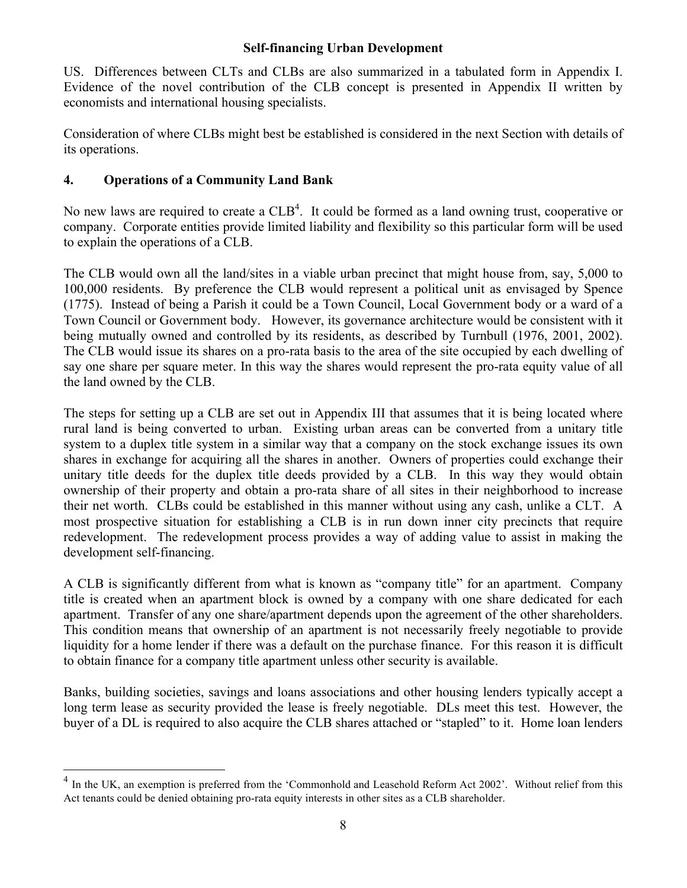US. Differences between CLTs and CLBs are also summarized in a tabulated form in Appendix I. Evidence of the novel contribution of the CLB concept is presented in Appendix II written by economists and international housing specialists.

Consideration of where CLBs might best be established is considered in the next Section with details of its operations.

## 4. Operations of a Community Land Bank

No new laws are required to create a CLB[4]. It could be formed as a land owning trust, cooperative or company. Corporate entities provide limited liability and flexibility so this particular form will be used to explain the operations of a CLB.

The CLB would own all the land/sites in a viable urban precinct that might house from, say, 5,000 to 100,000 residents. By preference the CLB would represent a political unit as envisaged by Spence (1775). Instead of being a Parish it could be a Town Council, Local Government body or a ward of a Town Council or Government body. However, its governance architecture would be consistent with it being mutually owned and controlled by its residents, as described by Turnbull (1976, 2001, 2002). The CLB would issue its shares on a pro-rata basis to the area of the site occupied by each dwelling of say one share per square meter. In this way the shares would represent the pro-rata equity value of all the land owned by the CLB.

The steps for setting up a CLB are set out in Appendix III that assumes that it is being located where rural land is being converted to urban. Existing urban areas can be converted from a unitary title system to a duplex title system in a similar way that a company on the stock exchange issues its own shares in exchange for acquiring all the shares in another. Owners of properties could exchange their unitary title deeds for the duplex title deeds provided by a CLB. In this way they would obtain ownership of their property and obtain a pro-rata share of all sites in their neighborhood to increase their net worth. CLBs could be established in this manner without using any cash, unlike a CLT. A most prospective situation for establishing a CLB is in run down inner city precincts that require redevelopment. The redevelopment process provides a way of adding value to assist in making the development self-financing.

A CLB is significantly different from what is known as "company title" for an apartment. Company title is created when an apartment block is owned by a company with one share dedicated for each apartment. Transfer of any one share/apartment depends upon the agreement of the other shareholders. This condition means that ownership of an apartment is not necessarily freely negotiable to provide liquidity for a home lender if there was a default on the purchase finance. For this reason it is difficult to obtain finance for a company title apartment unless other security is available.

Banks, building societies, savings and loans associations and other housing lenders typically accept a long term lease as security provided the lease is freely negotiable. DLs meet this test. However, the buyer of a DL is required to also acquire the CLB shares attached or "stapled" to it. Home loan lenders

---

[4] In the UK, an exemption is preferred from the 'Commonhold and Leasehold Reform Act 2002'. Without relief from this Act tenants could be denied obtaining pro-rata equity interests in other sites as a CLB shareholder.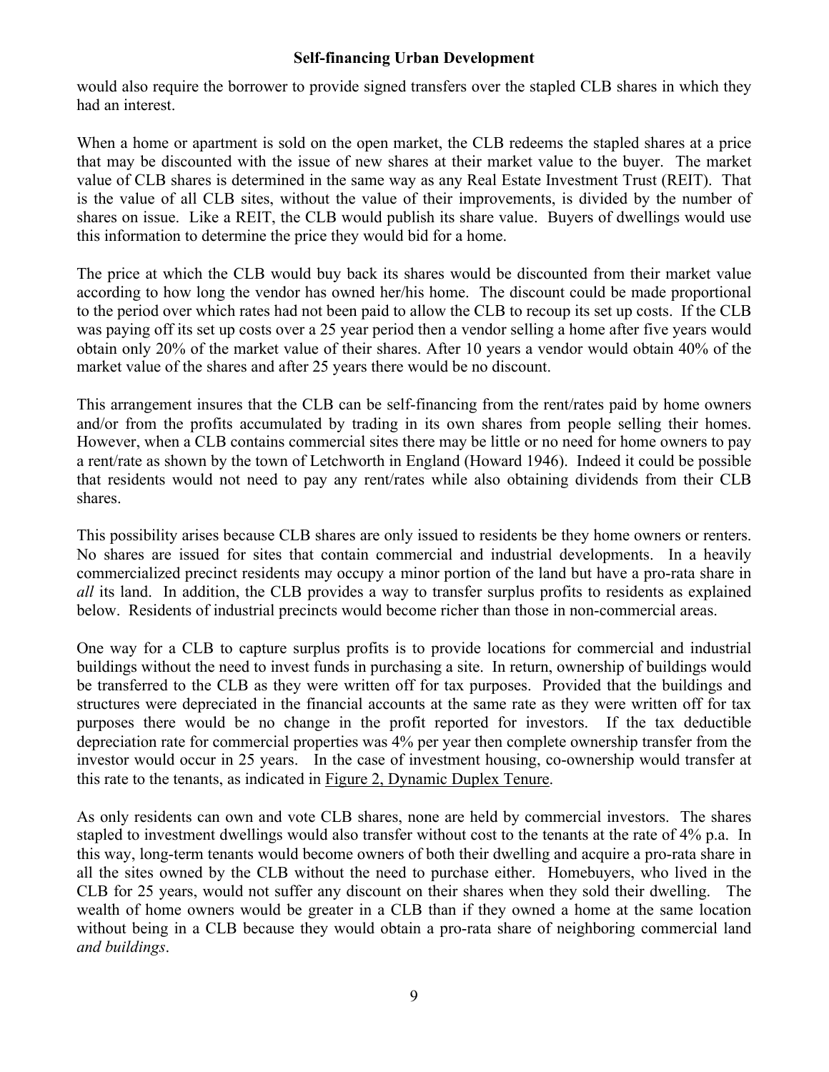would also require the borrower to provide signed transfers over the stapled CLB shares in which they had an interest.

When a home or apartment is sold on the open market, the CLB redeems the stapled shares at a price that may be discounted with the issue of new shares at their market value to the buyer. The market value of CLB shares is determined in the same way as any Real Estate Investment Trust (REIT). That is the value of all CLB sites, without the value of their improvements, is divided by the number of shares on issue. Like a REIT, the CLB would publish its share value. Buyers of dwellings would use this information to determine the price they would bid for a home.

The price at which the CLB would buy back its shares would be discounted from their market value according to how long the vendor has owned her/his home. The discount could be made proportional to the period over which rates had not been paid to allow the CLB to recoup its set up costs. If the CLB was paying off its set up costs over a 25 year period then a vendor selling a home after five years would obtain only 20% of the market value of their shares. After 10 years a vendor would obtain 40% of the market value of the shares and after 25 years there would be no discount.

This arrangement insures that the CLB can be self-financing from the rent/rates paid by home owners and/or from the profits accumulated by trading in its own shares from people selling their homes. However, when a CLB contains commercial sites there may be little or no need for home owners to pay a rent/rate as shown by the town of Letchworth in England (Howard 1946). Indeed it could be possible that residents would not need to pay any rent/rates while also obtaining dividends from their CLB shares.

This possibility arises because CLB shares are only issued to residents be they home owners or renters. No shares are issued for sites that contain commercial and industrial developments. In a heavily commercialized precinct residents may occupy a minor portion of the land but have a pro-rata share in *all* its land. In addition, the CLB provides a way to transfer surplus profits to residents as explained below. Residents of industrial precincts would become richer than those in non-commercial areas.

One way for a CLB to capture surplus profits is to provide locations for commercial and industrial buildings without the need to invest funds in purchasing a site. In return, ownership of buildings would be transferred to the CLB as they were written off for tax purposes. Provided that the buildings and structures were depreciated in the financial accounts at the same rate as they were written off for tax purposes there would be no change in the profit reported for investors. If the tax deductible depreciation rate for commercial properties was 4% per year then complete ownership transfer from the investor would occur in 25 years. In the case of investment housing, co-ownership would transfer at this rate to the tenants, as indicated in Figure 2, Dynamic Duplex Tenure.

As only residents can own and vote CLB shares, none are held by commercial investors. The shares stapled to investment dwellings would also transfer without cost to the tenants at the rate of 4% p.a. In this way, long-term tenants would become owners of both their dwelling and acquire a pro-rata share in all the sites owned by the CLB without the need to purchase either. Homebuyers, who lived in the CLB for 25 years, would not suffer any discount on their shares when they sold their dwelling. The wealth of home owners would be greater in a CLB than if they owned a home at the same location without being in a CLB because they would obtain a pro-rata share of neighboring commercial land *and buildings*.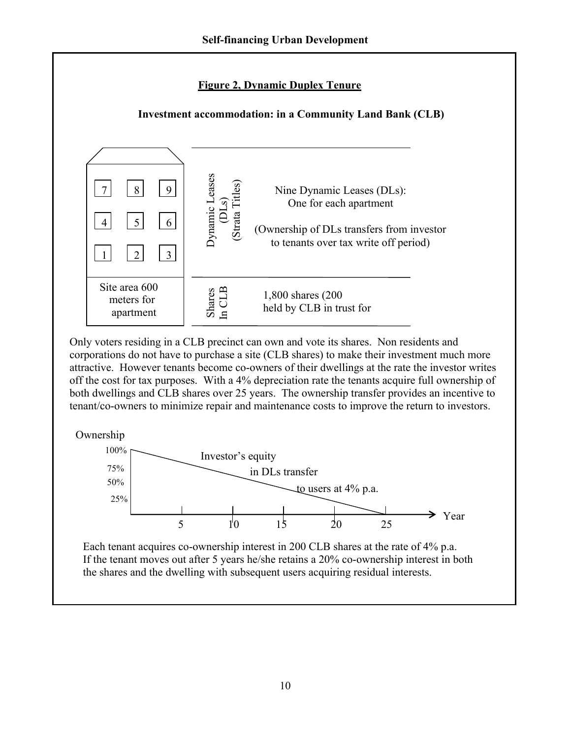**Figure 2, Dynamic Duplex Tenure**

**Investment accommodation: in a Community Land Bank (CLB)**

| | | |
|---|---|---|
| Apartments 7 8 9 / 4 5 6 / 1 2 3 | Dynamic Leases (DLs) (Strata Titles) | Nine Dynamic Leases (DLs): One for each apartment (Ownership of DLs transfers from investor to tenants over tax write off period) |
| Site area 600 meters for apartment | Shares In CLB | 1,800 shares (200 held by CLB in trust for |

Only voters residing in a CLB precinct can own and vote its shares. Non residents and corporations do not have to purchase a site (CLB shares) to make their investment much more attractive. However tenants become co-owners of their dwellings at the rate the investor writes off the cost for tax purposes. With a 4% depreciation rate the tenants acquire full ownership of both dwellings and CLB shares over 25 years. The ownership transfer provides an incentive to tenant/co-owners to minimize repair and maintenance costs to improve the return to investors.

Ownership: 100%, 75%, 50%, 25%

Investor's equity in DLs transfer to users at 4% p.a.

Year: 5, 10, 15, 20, 25

Each tenant acquires co-ownership interest in 200 CLB shares at the rate of 4% p.a. If the tenant moves out after 5 years he/she retains a 20% co-ownership interest in both the shares and the dwelling with subsequent users acquiring residual interests.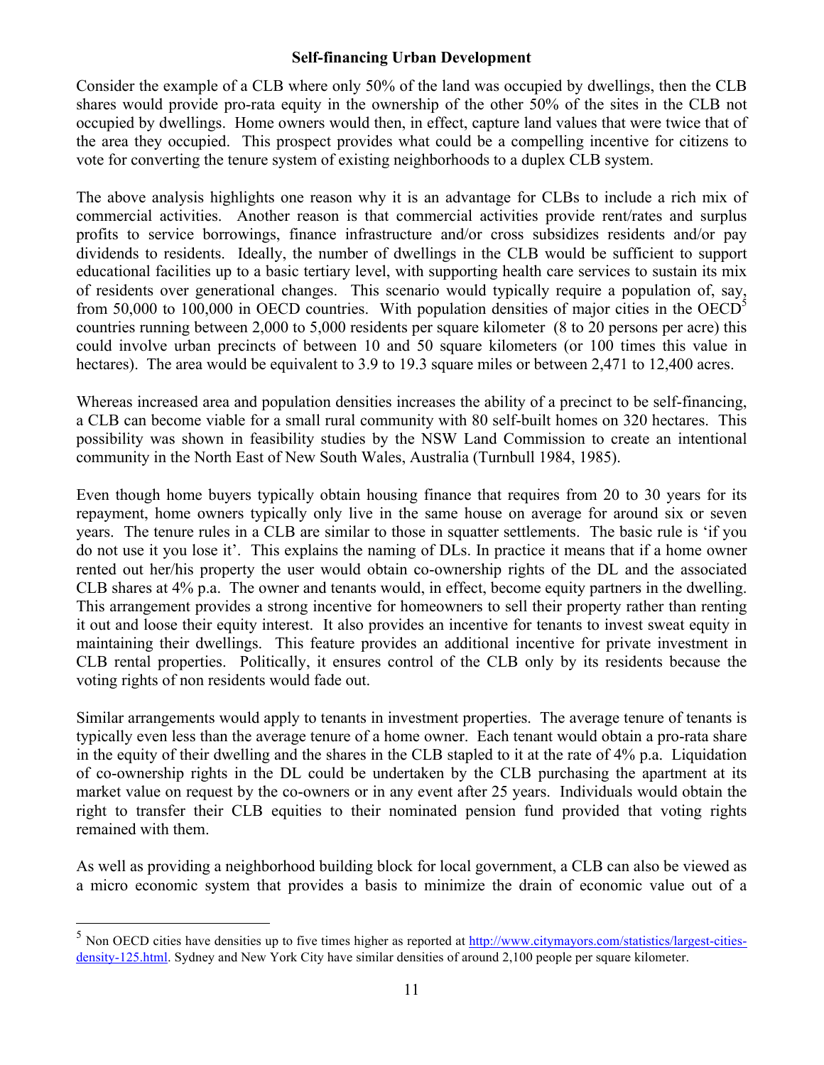## Self-financing Urban Development

Consider the example of a CLB where only 50% of the land was occupied by dwellings, then the CLB shares would provide pro-rata equity in the ownership of the other 50% of the sites in the CLB not occupied by dwellings. Home owners would then, in effect, capture land values that were twice that of the area they occupied. This prospect provides what could be a compelling incentive for citizens to vote for converting the tenure system of existing neighborhoods to a duplex CLB system.

The above analysis highlights one reason why it is an advantage for CLBs to include a rich mix of commercial activities. Another reason is that commercial activities provide rent/rates and surplus profits to service borrowings, finance infrastructure and/or cross subsidizes residents and/or pay dividends to residents. Ideally, the number of dwellings in the CLB would be sufficient to support educational facilities up to a basic tertiary level, with supporting health care services to sustain its mix of residents over generational changes. This scenario would typically require a population of, say, from 50,000 to 100,000 in OECD countries. With population densities of major cities in the OECD[5] countries running between 2,000 to 5,000 residents per square kilometer (8 to 20 persons per acre) this could involve urban precincts of between 10 and 50 square kilometers (or 100 times this value in hectares). The area would be equivalent to 3.9 to 19.3 square miles or between 2,471 to 12,400 acres.

Whereas increased area and population densities increases the ability of a precinct to be self-financing, a CLB can become viable for a small rural community with 80 self-built homes on 320 hectares. This possibility was shown in feasibility studies by the NSW Land Commission to create an intentional community in the North East of New South Wales, Australia (Turnbull 1984, 1985).

Even though home buyers typically obtain housing finance that requires from 20 to 30 years for its repayment, home owners typically only live in the same house on average for around six or seven years. The tenure rules in a CLB are similar to those in squatter settlements. The basic rule is 'if you do not use it you lose it'. This explains the naming of DLs. In practice it means that if a home owner rented out her/his property the user would obtain co-ownership rights of the DL and the associated CLB shares at 4% p.a. The owner and tenants would, in effect, become equity partners in the dwelling. This arrangement provides a strong incentive for homeowners to sell their property rather than renting it out and loose their equity interest. It also provides an incentive for tenants to invest sweat equity in maintaining their dwellings. This feature provides an additional incentive for private investment in CLB rental properties. Politically, it ensures control of the CLB only by its residents because the voting rights of non residents would fade out.

Similar arrangements would apply to tenants in investment properties. The average tenure of tenants is typically even less than the average tenure of a home owner. Each tenant would obtain a pro-rata share in the equity of their dwelling and the shares in the CLB stapled to it at the rate of 4% p.a. Liquidation of co-ownership rights in the DL could be undertaken by the CLB purchasing the apartment at its market value on request by the co-owners or in any event after 25 years. Individuals would obtain the right to transfer their CLB equities to their nominated pension fund provided that voting rights remained with them.

As well as providing a neighborhood building block for local government, a CLB can also be viewed as a micro economic system that provides a basis to minimize the drain of economic value out of a

---

[5] Non OECD cities have densities up to five times higher as reported at http://www.citymayors.com/statistics/largest-cities-density-125.html. Sydney and New York City have similar densities of around 2,100 people per square kilometer.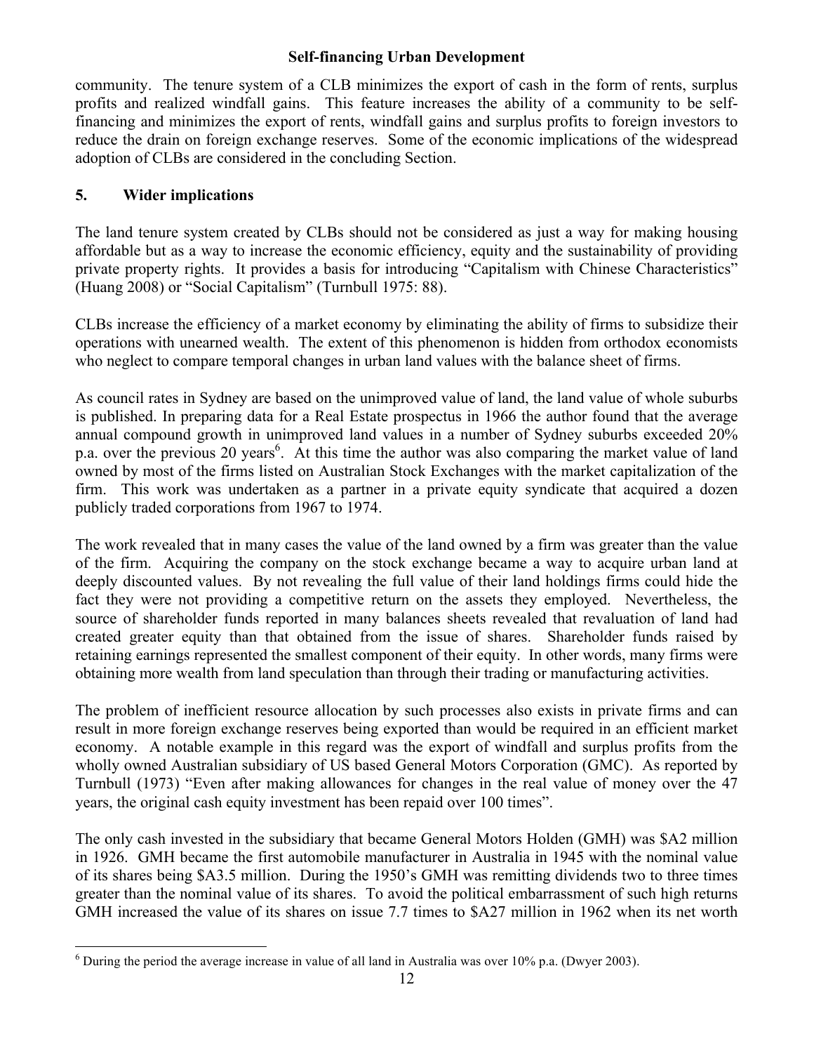community. The tenure system of a CLB minimizes the export of cash in the form of rents, surplus profits and realized windfall gains. This feature increases the ability of a community to be self-financing and minimizes the export of rents, windfall gains and surplus profits to foreign investors to reduce the drain on foreign exchange reserves. Some of the economic implications of the widespread adoption of CLBs are considered in the concluding Section.

## 5. Wider implications

The land tenure system created by CLBs should not be considered as just a way for making housing affordable but as a way to increase the economic efficiency, equity and the sustainability of providing private property rights. It provides a basis for introducing "Capitalism with Chinese Characteristics" (Huang 2008) or "Social Capitalism" (Turnbull 1975: 88).

CLBs increase the efficiency of a market economy by eliminating the ability of firms to subsidize their operations with unearned wealth. The extent of this phenomenon is hidden from orthodox economists who neglect to compare temporal changes in urban land values with the balance sheet of firms.

As council rates in Sydney are based on the unimproved value of land, the land value of whole suburbs is published. In preparing data for a Real Estate prospectus in 1966 the author found that the average annual compound growth in unimproved land values in a number of Sydney suburbs exceeded 20% p.a. over the previous 20 years[6]. At this time the author was also comparing the market value of land owned by most of the firms listed on Australian Stock Exchanges with the market capitalization of the firm. This work was undertaken as a partner in a private equity syndicate that acquired a dozen publicly traded corporations from 1967 to 1974.

The work revealed that in many cases the value of the land owned by a firm was greater than the value of the firm. Acquiring the company on the stock exchange became a way to acquire urban land at deeply discounted values. By not revealing the full value of their land holdings firms could hide the fact they were not providing a competitive return on the assets they employed. Nevertheless, the source of shareholder funds reported in many balances sheets revealed that revaluation of land had created greater equity than that obtained from the issue of shares. Shareholder funds raised by retaining earnings represented the smallest component of their equity. In other words, many firms were obtaining more wealth from land speculation than through their trading or manufacturing activities.

The problem of inefficient resource allocation by such processes also exists in private firms and can result in more foreign exchange reserves being exported than would be required in an efficient market economy. A notable example in this regard was the export of windfall and surplus profits from the wholly owned Australian subsidiary of US based General Motors Corporation (GMC). As reported by Turnbull (1973) "Even after making allowances for changes in the real value of money over the 47 years, the original cash equity investment has been repaid over 100 times".

The only cash invested in the subsidiary that became General Motors Holden (GMH) was \$A2 million in 1926. GMH became the first automobile manufacturer in Australia in 1945 with the nominal value of its shares being \$A3.5 million. During the 1950's GMH was remitting dividends two to three times greater than the nominal value of its shares. To avoid the political embarrassment of such high returns GMH increased the value of its shares on issue 7.7 times to \$A27 million in 1962 when its net worth

[6] During the period the average increase in value of all land in Australia was over 10% p.a. (Dwyer 2003).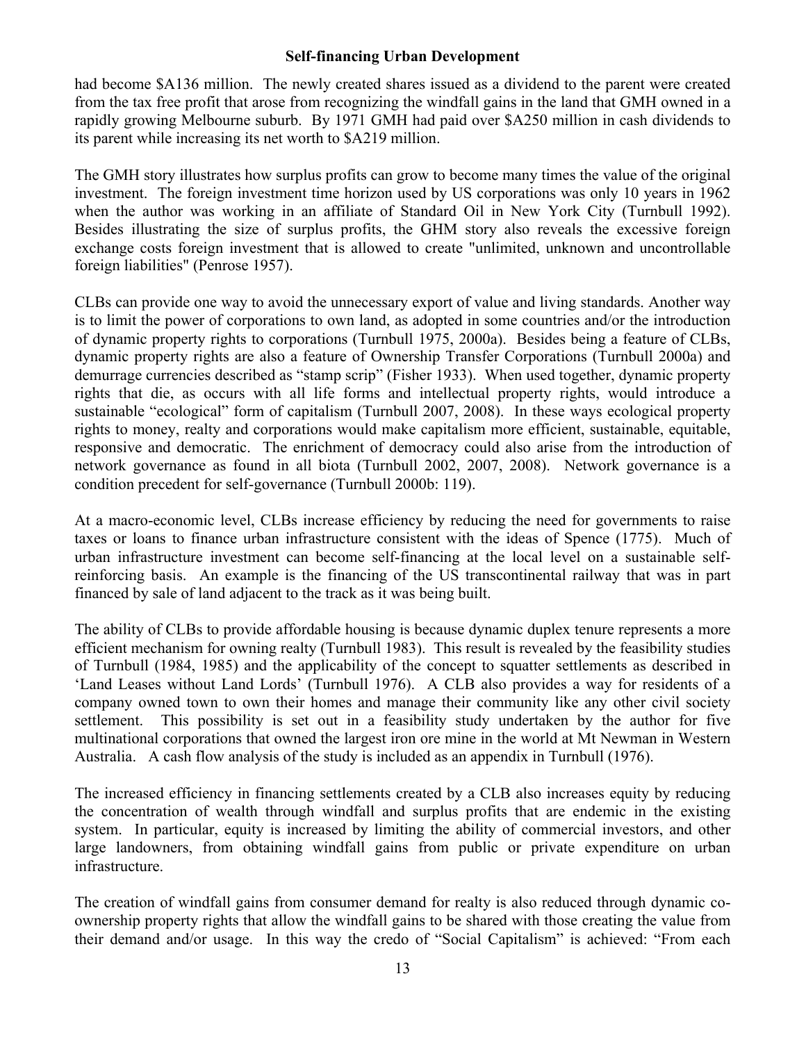had become $A136 million. The newly created shares issued as a dividend to the parent were created from the tax free profit that arose from recognizing the windfall gains in the land that GMH owned in a rapidly growing Melbourne suburb. By 1971 GMH had paid over $A250 million in cash dividends to its parent while increasing its net worth to $A219 million.

The GMH story illustrates how surplus profits can grow to become many times the value of the original investment. The foreign investment time horizon used by US corporations was only 10 years in 1962 when the author was working in an affiliate of Standard Oil in New York City (Turnbull 1992). Besides illustrating the size of surplus profits, the GHM story also reveals the excessive foreign exchange costs foreign investment that is allowed to create "unlimited, unknown and uncontrollable foreign liabilities" (Penrose 1957).

CLBs can provide one way to avoid the unnecessary export of value and living standards. Another way is to limit the power of corporations to own land, as adopted in some countries and/or the introduction of dynamic property rights to corporations (Turnbull 1975, 2000a). Besides being a feature of CLBs, dynamic property rights are also a feature of Ownership Transfer Corporations (Turnbull 2000a) and demurrage currencies described as "stamp scrip" (Fisher 1933). When used together, dynamic property rights that die, as occurs with all life forms and intellectual property rights, would introduce a sustainable "ecological" form of capitalism (Turnbull 2007, 2008). In these ways ecological property rights to money, realty and corporations would make capitalism more efficient, sustainable, equitable, responsive and democratic. The enrichment of democracy could also arise from the introduction of network governance as found in all biota (Turnbull 2002, 2007, 2008). Network governance is a condition precedent for self-governance (Turnbull 2000b: 119).

At a macro-economic level, CLBs increase efficiency by reducing the need for governments to raise taxes or loans to finance urban infrastructure consistent with the ideas of Spence (1775). Much of urban infrastructure investment can become self-financing at the local level on a sustainable self-reinforcing basis. An example is the financing of the US transcontinental railway that was in part financed by sale of land adjacent to the track as it was being built.

The ability of CLBs to provide affordable housing is because dynamic duplex tenure represents a more efficient mechanism for owning realty (Turnbull 1983). This result is revealed by the feasibility studies of Turnbull (1984, 1985) and the applicability of the concept to squatter settlements as described in 'Land Leases without Land Lords' (Turnbull 1976). A CLB also provides a way for residents of a company owned town to own their homes and manage their community like any other civil society settlement. This possibility is set out in a feasibility study undertaken by the author for five multinational corporations that owned the largest iron ore mine in the world at Mt Newman in Western Australia. A cash flow analysis of the study is included as an appendix in Turnbull (1976).

The increased efficiency in financing settlements created by a CLB also increases equity by reducing the concentration of wealth through windfall and surplus profits that are endemic in the existing system. In particular, equity is increased by limiting the ability of commercial investors, and other large landowners, from obtaining windfall gains from public or private expenditure on urban infrastructure.

The creation of windfall gains from consumer demand for realty is also reduced through dynamic co-ownership property rights that allow the windfall gains to be shared with those creating the value from their demand and/or usage. In this way the credo of "Social Capitalism" is achieved: "From each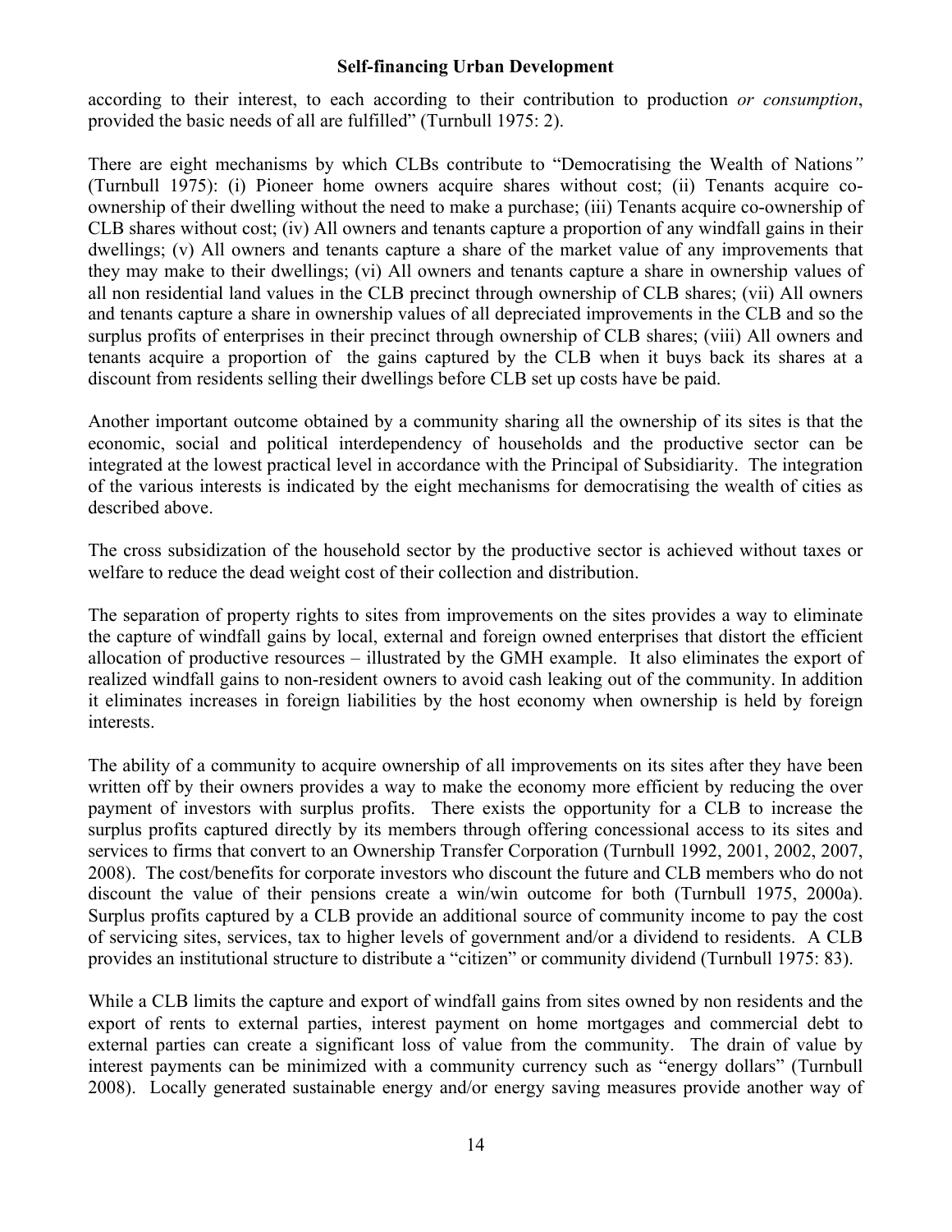according to their interest, to each according to their contribution to production *or consumption*, provided the basic needs of all are fulfilled" (Turnbull 1975: 2).

There are eight mechanisms by which CLBs contribute to "Democratising the Wealth of Nations*"* (Turnbull 1975): (i) Pioneer home owners acquire shares without cost; (ii) Tenants acquire co-ownership of their dwelling without the need to make a purchase; (iii) Tenants acquire co-ownership of CLB shares without cost; (iv) All owners and tenants capture a proportion of any windfall gains in their dwellings; (v) All owners and tenants capture a share of the market value of any improvements that they may make to their dwellings; (vi) All owners and tenants capture a share in ownership values of all non residential land values in the CLB precinct through ownership of CLB shares; (vii) All owners and tenants capture a share in ownership values of all depreciated improvements in the CLB and so the surplus profits of enterprises in their precinct through ownership of CLB shares; (viii) All owners and tenants acquire a proportion of the gains captured by the CLB when it buys back its shares at a discount from residents selling their dwellings before CLB set up costs have be paid.

Another important outcome obtained by a community sharing all the ownership of its sites is that the economic, social and political interdependency of households and the productive sector can be integrated at the lowest practical level in accordance with the Principal of Subsidiarity. The integration of the various interests is indicated by the eight mechanisms for democratising the wealth of cities as described above.

The cross subsidization of the household sector by the productive sector is achieved without taxes or welfare to reduce the dead weight cost of their collection and distribution.

The separation of property rights to sites from improvements on the sites provides a way to eliminate the capture of windfall gains by local, external and foreign owned enterprises that distort the efficient allocation of productive resources – illustrated by the GMH example. It also eliminates the export of realized windfall gains to non-resident owners to avoid cash leaking out of the community. In addition it eliminates increases in foreign liabilities by the host economy when ownership is held by foreign interests.

The ability of a community to acquire ownership of all improvements on its sites after they have been written off by their owners provides a way to make the economy more efficient by reducing the over payment of investors with surplus profits. There exists the opportunity for a CLB to increase the surplus profits captured directly by its members through offering concessional access to its sites and services to firms that convert to an Ownership Transfer Corporation (Turnbull 1992, 2001, 2002, 2007, 2008). The cost/benefits for corporate investors who discount the future and CLB members who do not discount the value of their pensions create a win/win outcome for both (Turnbull 1975, 2000a). Surplus profits captured by a CLB provide an additional source of community income to pay the cost of servicing sites, services, tax to higher levels of government and/or a dividend to residents. A CLB provides an institutional structure to distribute a "citizen" or community dividend (Turnbull 1975: 83).

While a CLB limits the capture and export of windfall gains from sites owned by non residents and the export of rents to external parties, interest payment on home mortgages and commercial debt to external parties can create a significant loss of value from the community. The drain of value by interest payments can be minimized with a community currency such as "energy dollars" (Turnbull 2008). Locally generated sustainable energy and/or energy saving measures provide another way of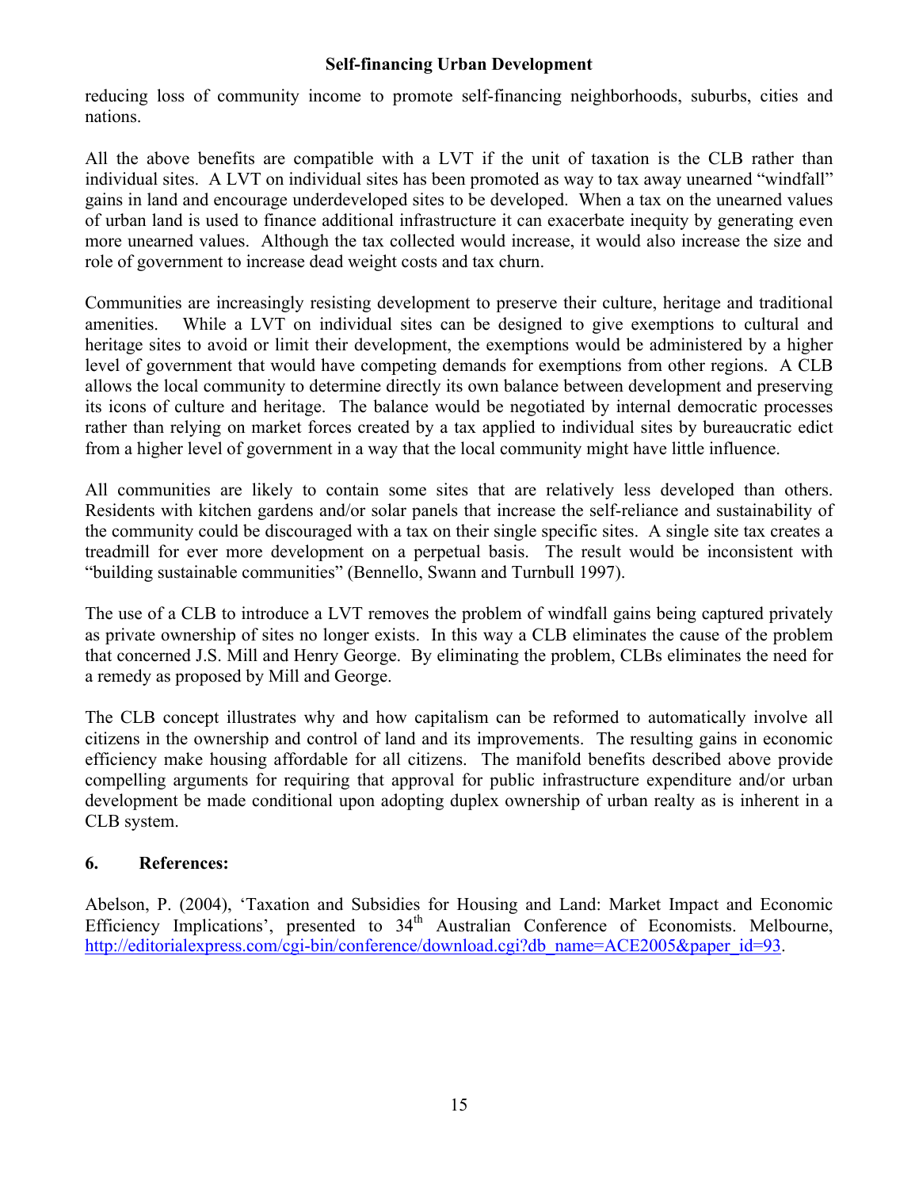reducing loss of community income to promote self-financing neighborhoods, suburbs, cities and nations.

All the above benefits are compatible with a LVT if the unit of taxation is the CLB rather than individual sites. A LVT on individual sites has been promoted as way to tax away unearned "windfall" gains in land and encourage underdeveloped sites to be developed. When a tax on the unearned values of urban land is used to finance additional infrastructure it can exacerbate inequity by generating even more unearned values. Although the tax collected would increase, it would also increase the size and role of government to increase dead weight costs and tax churn.

Communities are increasingly resisting development to preserve their culture, heritage and traditional amenities. While a LVT on individual sites can be designed to give exemptions to cultural and heritage sites to avoid or limit their development, the exemptions would be administered by a higher level of government that would have competing demands for exemptions from other regions. A CLB allows the local community to determine directly its own balance between development and preserving its icons of culture and heritage. The balance would be negotiated by internal democratic processes rather than relying on market forces created by a tax applied to individual sites by bureaucratic edict from a higher level of government in a way that the local community might have little influence.

All communities are likely to contain some sites that are relatively less developed than others. Residents with kitchen gardens and/or solar panels that increase the self-reliance and sustainability of the community could be discouraged with a tax on their single specific sites. A single site tax creates a treadmill for ever more development on a perpetual basis. The result would be inconsistent with "building sustainable communities" (Bennello, Swann and Turnbull 1997).

The use of a CLB to introduce a LVT removes the problem of windfall gains being captured privately as private ownership of sites no longer exists. In this way a CLB eliminates the cause of the problem that concerned J.S. Mill and Henry George. By eliminating the problem, CLBs eliminates the need for a remedy as proposed by Mill and George.

The CLB concept illustrates why and how capitalism can be reformed to automatically involve all citizens in the ownership and control of land and its improvements. The resulting gains in economic efficiency make housing affordable for all citizens. The manifold benefits described above provide compelling arguments for requiring that approval for public infrastructure expenditure and/or urban development be made conditional upon adopting duplex ownership of urban realty as is inherent in a CLB system.

## 6. References:

Abelson, P. (2004), 'Taxation and Subsidies for Housing and Land: Market Impact and Economic Efficiency Implications', presented to 34th Australian Conference of Economists. Melbourne, http://editorialexpress.com/cgi-bin/conference/download.cgi?db_name=ACE2005&paper_id=93.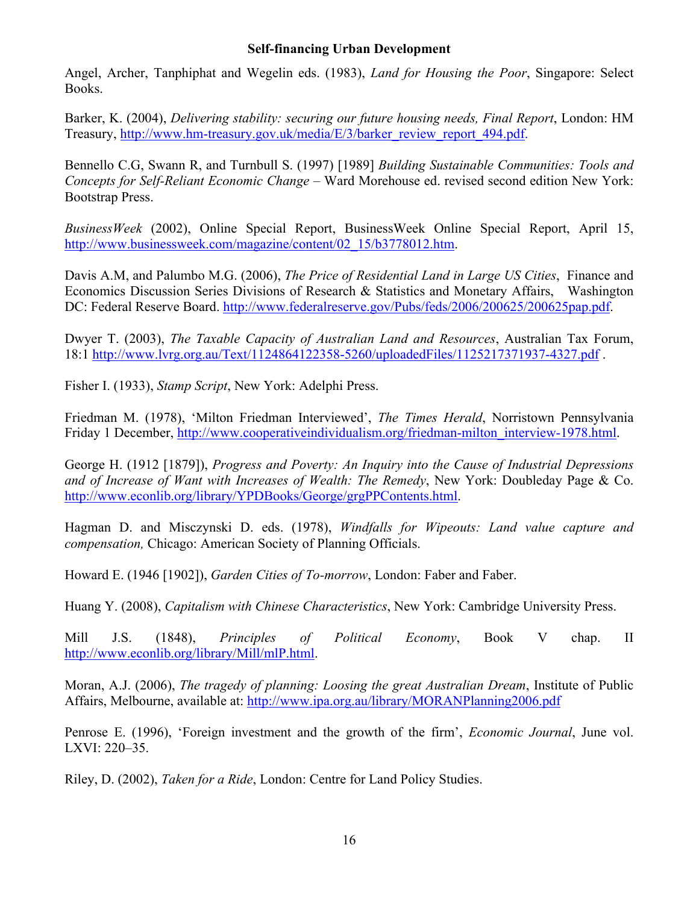Angel, Archer, Tanphiphat and Wegelin eds. (1983), *Land for Housing the Poor*, Singapore: Select Books.

Barker, K. (2004), *Delivering stability: securing our future housing needs, Final Report*, London: HM Treasury, http://www.hm-treasury.gov.uk/media/E/3/barker_review_report_494.pdf.

Bennello C.G, Swann R, and Turnbull S. (1997) [1989] *Building Sustainable Communities: Tools and Concepts for Self-Reliant Economic Change* – Ward Morehouse ed. revised second edition New York: Bootstrap Press.

*BusinessWeek* (2002), Online Special Report, BusinessWeek Online Special Report, April 15, http://www.businessweek.com/magazine/content/02_15/b3778012.htm.

Davis A.M, and Palumbo M.G. (2006), *The Price of Residential Land in Large US Cities*, Finance and Economics Discussion Series Divisions of Research & Statistics and Monetary Affairs, Washington DC: Federal Reserve Board. http://www.federalreserve.gov/Pubs/feds/2006/200625/200625pap.pdf.

Dwyer T. (2003), *The Taxable Capacity of Australian Land and Resources*, Australian Tax Forum, 18:1 http://www.lvrg.org.au/Text/1124864122358-5260/uploadedFiles/1125217371937-4327.pdf .

Fisher I. (1933), *Stamp Script*, New York: Adelphi Press.

Friedman M. (1978), 'Milton Friedman Interviewed', *The Times Herald*, Norristown Pennsylvania Friday 1 December, http://www.cooperativeindividualism.org/friedman-milton_interview-1978.html.

George H. (1912 [1879]), *Progress and Poverty: An Inquiry into the Cause of Industrial Depressions and of Increase of Want with Increases of Wealth: The Remedy*, New York: Doubleday Page & Co. http://www.econlib.org/library/YPDBooks/George/grgPPContents.html.

Hagman D. and Misczynski D. eds. (1978), *Windfalls for Wipeouts: Land value capture and compensation,* Chicago: American Society of Planning Officials.

Howard E. (1946 [1902]), *Garden Cities of To-morrow*, London: Faber and Faber.

Huang Y. (2008), *Capitalism with Chinese Characteristics*, New York: Cambridge University Press.

Mill J.S. (1848), *Principles of Political Economy*, Book V chap. II http://www.econlib.org/library/Mill/mlP.html.

Moran, A.J. (2006), *The tragedy of planning: Loosing the great Australian Dream*, Institute of Public Affairs, Melbourne, available at: http://www.ipa.org.au/library/MORANPlanning2006.pdf

Penrose E. (1996), 'Foreign investment and the growth of the firm', *Economic Journal*, June vol. LXVI: 220–35.

Riley, D. (2002), *Taken for a Ride*, London: Centre for Land Policy Studies.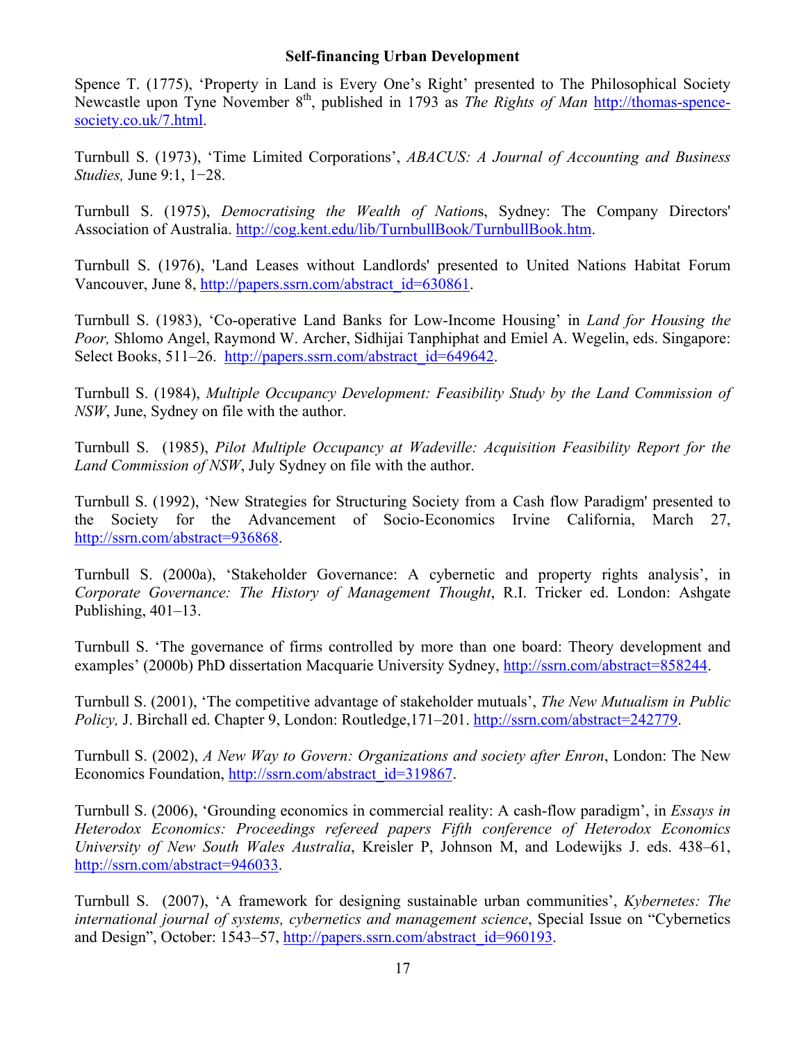Spence T. (1775), 'Property in Land is Every One's Right' presented to The Philosophical Society Newcastle upon Tyne November 8th, published in 1793 as *The Rights of Man* http://thomas-spence-society.co.uk/7.html.

Turnbull S. (1973), 'Time Limited Corporations', *ABACUS: A Journal of Accounting and Business Studies,* June 9:1, 1−28.

Turnbull S. (1975), *Democratising the Wealth of Nations*, Sydney: The Company Directors' Association of Australia. http://cog.kent.edu/lib/TurnbullBook/TurnbullBook.htm.

Turnbull S. (1976), 'Land Leases without Landlords' presented to United Nations Habitat Forum Vancouver, June 8, http://papers.ssrn.com/abstract_id=630861.

Turnbull S. (1983), 'Co-operative Land Banks for Low-Income Housing' in *Land for Housing the Poor,* Shlomo Angel, Raymond W. Archer, Sidhijai Tanphiphat and Emiel A. Wegelin, eds. Singapore: Select Books, 511–26. http://papers.ssrn.com/abstract_id=649642.

Turnbull S. (1984), *Multiple Occupancy Development: Feasibility Study by the Land Commission of NSW*, June, Sydney on file with the author.

Turnbull S. (1985), *Pilot Multiple Occupancy at Wadeville: Acquisition Feasibility Report for the Land Commission of NSW*, July Sydney on file with the author.

Turnbull S. (1992), 'New Strategies for Structuring Society from a Cash flow Paradigm' presented to the Society for the Advancement of Socio-Economics Irvine California, March 27, http://ssrn.com/abstract=936868.

Turnbull S. (2000a), 'Stakeholder Governance: A cybernetic and property rights analysis', in *Corporate Governance: The History of Management Thought*, R.I. Tricker ed. London: Ashgate Publishing, 401–13.

Turnbull S. 'The governance of firms controlled by more than one board: Theory development and examples' (2000b) PhD dissertation Macquarie University Sydney, http://ssrn.com/abstract=858244.

Turnbull S. (2001), 'The competitive advantage of stakeholder mutuals', *The New Mutualism in Public Policy,* J. Birchall ed. Chapter 9, London: Routledge,171–201. http://ssrn.com/abstract=242779.

Turnbull S. (2002), *A New Way to Govern: Organizations and society after Enron*, London: The New Economics Foundation, http://ssrn.com/abstract_id=319867.

Turnbull S. (2006), 'Grounding economics in commercial reality: A cash-flow paradigm', in *Essays in Heterodox Economics: Proceedings refereed papers Fifth conference of Heterodox Economics University of New South Wales Australia*, Kreisler P, Johnson M, and Lodewijks J. eds. 438–61, http://ssrn.com/abstract=946033.

Turnbull S. (2007), 'A framework for designing sustainable urban communities', *Kybernetes: The international journal of systems, cybernetics and management science*, Special Issue on "Cybernetics and Design", October: 1543–57, http://papers.ssrn.com/abstract_id=960193.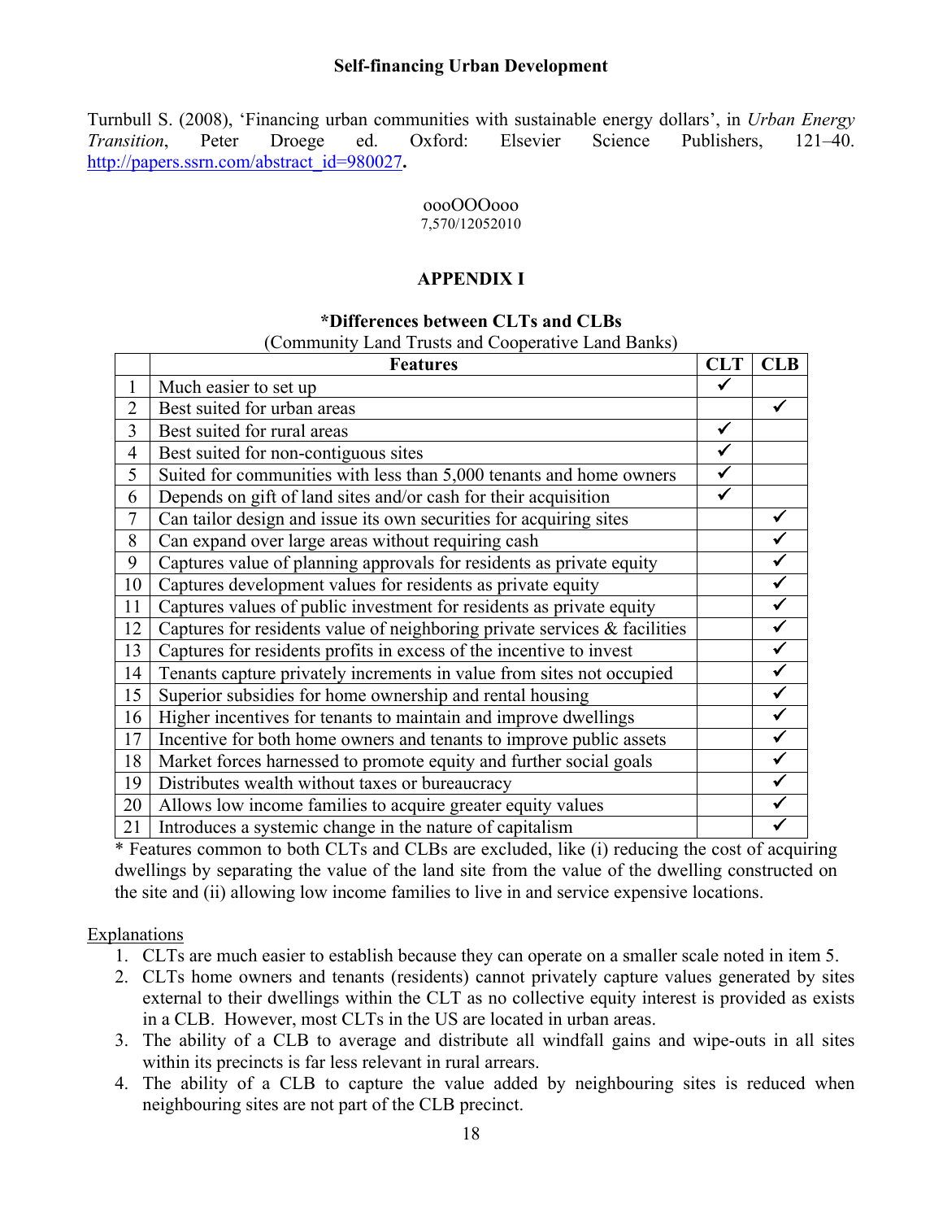**Self-financing Urban Development**

Turnbull S. (2008), 'Financing urban communities with sustainable energy dollars', in *Urban Energy Transition*, Peter Droege ed. Oxford: Elsevier Science Publishers, 121–40. http://papers.ssrn.com/abstract_id=980027.

oooOOOooo
7,570/12052010

## APPENDIX I

### *Differences between CLTs and CLBs

(Community Land Trusts and Cooperative Land Banks)

| | Features | CLT | CLB |
|---|---|---|---|
| 1 | Much easier to set up | ✓ | |
| 2 | Best suited for urban areas | | ✓ |
| 3 | Best suited for rural areas | ✓ | |
| 4 | Best suited for non-contiguous sites | ✓ | |
| 5 | Suited for communities with less than 5,000 tenants and home owners | ✓ | |
| 6 | Depends on gift of land sites and/or cash for their acquisition | ✓ | |
| 7 | Can tailor design and issue its own securities for acquiring sites | | ✓ |
| 8 | Can expand over large areas without requiring cash | | ✓ |
| 9 | Captures value of planning approvals for residents as private equity | | ✓ |
| 10 | Captures development values for residents as private equity | | ✓ |
| 11 | Captures values of public investment for residents as private equity | | ✓ |
| 12 | Captures for residents value of neighboring private services & facilities | | ✓ |
| 13 | Captures for residents profits in excess of the incentive to invest | | ✓ |
| 14 | Tenants capture privately increments in value from sites not occupied | | ✓ |
| 15 | Superior subsidies for home ownership and rental housing | | ✓ |
| 16 | Higher incentives for tenants to maintain and improve dwellings | | ✓ |
| 17 | Incentive for both home owners and tenants to improve public assets | | ✓ |
| 18 | Market forces harnessed to promote equity and further social goals | | ✓ |
| 19 | Distributes wealth without taxes or bureaucracy | | ✓ |
| 20 | Allows low income families to acquire greater equity values | | ✓ |
| 21 | Introduces a systemic change in the nature of capitalism | | ✓ |

\* Features common to both CLTs and CLBs are excluded, like (i) reducing the cost of acquiring dwellings by separating the value of the land site from the value of the dwelling constructed on the site and (ii) allowing low income families to live in and service expensive locations.

Explanations

1. CLTs are much easier to establish because they can operate on a smaller scale noted in item 5.
2. CLTs home owners and tenants (residents) cannot privately capture values generated by sites external to their dwellings within the CLT as no collective equity interest is provided as exists in a CLB. However, most CLTs in the US are located in urban areas.
3. The ability of a CLB to average and distribute all windfall gains and wipe-outs in all sites within its precincts is far less relevant in rural arrears.
4. The ability of a CLB to capture the value added by neighbouring sites is reduced when neighbouring sites are not part of the CLB precinct.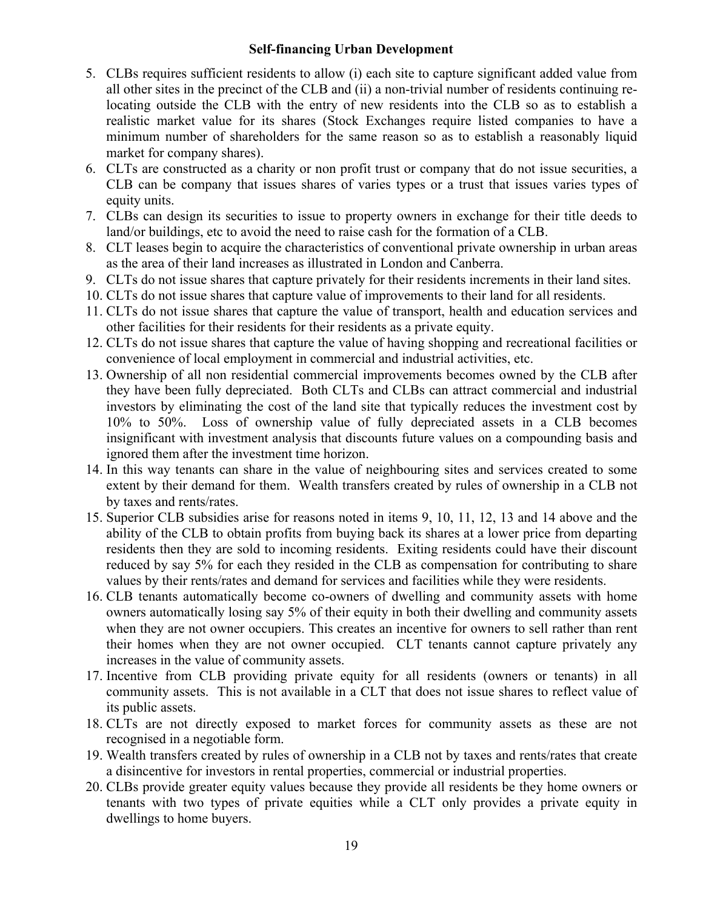5. CLBs requires sufficient residents to allow (i) each site to capture significant added value from all other sites in the precinct of the CLB and (ii) a non-trivial number of residents continuing re-locating outside the CLB with the entry of new residents into the CLB so as to establish a realistic market value for its shares (Stock Exchanges require listed companies to have a minimum number of shareholders for the same reason so as to establish a reasonably liquid market for company shares).
6. CLTs are constructed as a charity or non profit trust or company that do not issue securities, a CLB can be company that issues shares of varies types or a trust that issues varies types of equity units.
7. CLBs can design its securities to issue to property owners in exchange for their title deeds to land/or buildings, etc to avoid the need to raise cash for the formation of a CLB.
8. CLT leases begin to acquire the characteristics of conventional private ownership in urban areas as the area of their land increases as illustrated in London and Canberra.
9. CLTs do not issue shares that capture privately for their residents increments in their land sites.
10. CLTs do not issue shares that capture value of improvements to their land for all residents.
11. CLTs do not issue shares that capture the value of transport, health and education services and other facilities for their residents for their residents as a private equity.
12. CLTs do not issue shares that capture the value of having shopping and recreational facilities or convenience of local employment in commercial and industrial activities, etc.
13. Ownership of all non residential commercial improvements becomes owned by the CLB after they have been fully depreciated. Both CLTs and CLBs can attract commercial and industrial investors by eliminating the cost of the land site that typically reduces the investment cost by 10% to 50%. Loss of ownership value of fully depreciated assets in a CLB becomes insignificant with investment analysis that discounts future values on a compounding basis and ignored them after the investment time horizon.
14. In this way tenants can share in the value of neighbouring sites and services created to some extent by their demand for them. Wealth transfers created by rules of ownership in a CLB not by taxes and rents/rates.
15. Superior CLB subsidies arise for reasons noted in items 9, 10, 11, 12, 13 and 14 above and the ability of the CLB to obtain profits from buying back its shares at a lower price from departing residents then they are sold to incoming residents. Exiting residents could have their discount reduced by say 5% for each they resided in the CLB as compensation for contributing to share values by their rents/rates and demand for services and facilities while they were residents.
16. CLB tenants automatically become co-owners of dwelling and community assets with home owners automatically losing say 5% of their equity in both their dwelling and community assets when they are not owner occupiers. This creates an incentive for owners to sell rather than rent their homes when they are not owner occupied. CLT tenants cannot capture privately any increases in the value of community assets.
17. Incentive from CLB providing private equity for all residents (owners or tenants) in all community assets. This is not available in a CLT that does not issue shares to reflect value of its public assets.
18. CLTs are not directly exposed to market forces for community assets as these are not recognised in a negotiable form.
19. Wealth transfers created by rules of ownership in a CLB not by taxes and rents/rates that create a disincentive for investors in rental properties, commercial or industrial properties.
20. CLBs provide greater equity values because they provide all residents be they home owners or tenants with two types of private equities while a CLT only provides a private equity in dwellings to home buyers.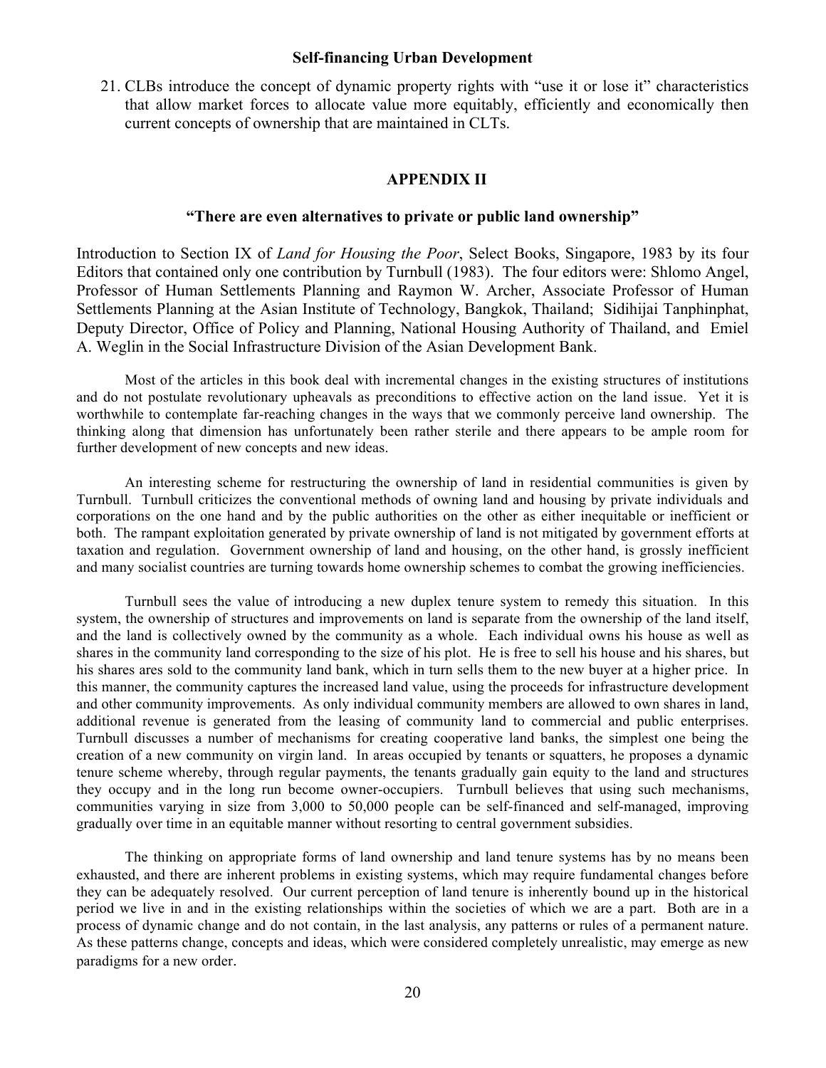**Self-financing Urban Development**

21. CLBs introduce the concept of dynamic property rights with "use it or lose it" characteristics that allow market forces to allocate value more equitably, efficiently and economically then current concepts of ownership that are maintained in CLTs.

## APPENDIX II

### "There are even alternatives to private or public land ownership"

Introduction to Section IX of *Land for Housing the Poor*, Select Books, Singapore, 1983 by its four Editors that contained only one contribution by Turnbull (1983). The four editors were: Shlomo Angel, Professor of Human Settlements Planning and Raymon W. Archer, Associate Professor of Human Settlements Planning at the Asian Institute of Technology, Bangkok, Thailand; Sidihijai Tanphinphat, Deputy Director, Office of Policy and Planning, National Housing Authority of Thailand, and Emiel A. Weglin in the Social Infrastructure Division of the Asian Development Bank.

Most of the articles in this book deal with incremental changes in the existing structures of institutions and do not postulate revolutionary upheavals as preconditions to effective action on the land issue. Yet it is worthwhile to contemplate far-reaching changes in the ways that we commonly perceive land ownership. The thinking along that dimension has unfortunately been rather sterile and there appears to be ample room for further development of new concepts and new ideas.

An interesting scheme for restructuring the ownership of land in residential communities is given by Turnbull. Turnbull criticizes the conventional methods of owning land and housing by private individuals and corporations on the one hand and by the public authorities on the other as either inequitable or inefficient or both. The rampant exploitation generated by private ownership of land is not mitigated by government efforts at taxation and regulation. Government ownership of land and housing, on the other hand, is grossly inefficient and many socialist countries are turning towards home ownership schemes to combat the growing inefficiencies.

Turnbull sees the value of introducing a new duplex tenure system to remedy this situation. In this system, the ownership of structures and improvements on land is separate from the ownership of the land itself, and the land is collectively owned by the community as a whole. Each individual owns his house as well as shares in the community land corresponding to the size of his plot. He is free to sell his house and his shares, but his shares ares sold to the community land bank, which in turn sells them to the new buyer at a higher price. In this manner, the community captures the increased land value, using the proceeds for infrastructure development and other community improvements. As only individual community members are allowed to own shares in land, additional revenue is generated from the leasing of community land to commercial and public enterprises. Turnbull discusses a number of mechanisms for creating cooperative land banks, the simplest one being the creation of a new community on virgin land. In areas occupied by tenants or squatters, he proposes a dynamic tenure scheme whereby, through regular payments, the tenants gradually gain equity to the land and structures they occupy and in the long run become owner-occupiers. Turnbull believes that using such mechanisms, communities varying in size from 3,000 to 50,000 people can be self-financed and self-managed, improving gradually over time in an equitable manner without resorting to central government subsidies.

The thinking on appropriate forms of land ownership and land tenure systems has by no means been exhausted, and there are inherent problems in existing systems, which may require fundamental changes before they can be adequately resolved. Our current perception of land tenure is inherently bound up in the historical period we live in and in the existing relationships within the societies of which we are a part. Both are in a process of dynamic change and do not contain, in the last analysis, any patterns or rules of a permanent nature. As these patterns change, concepts and ideas, which were considered completely unrealistic, may emerge as new paradigms for a new order.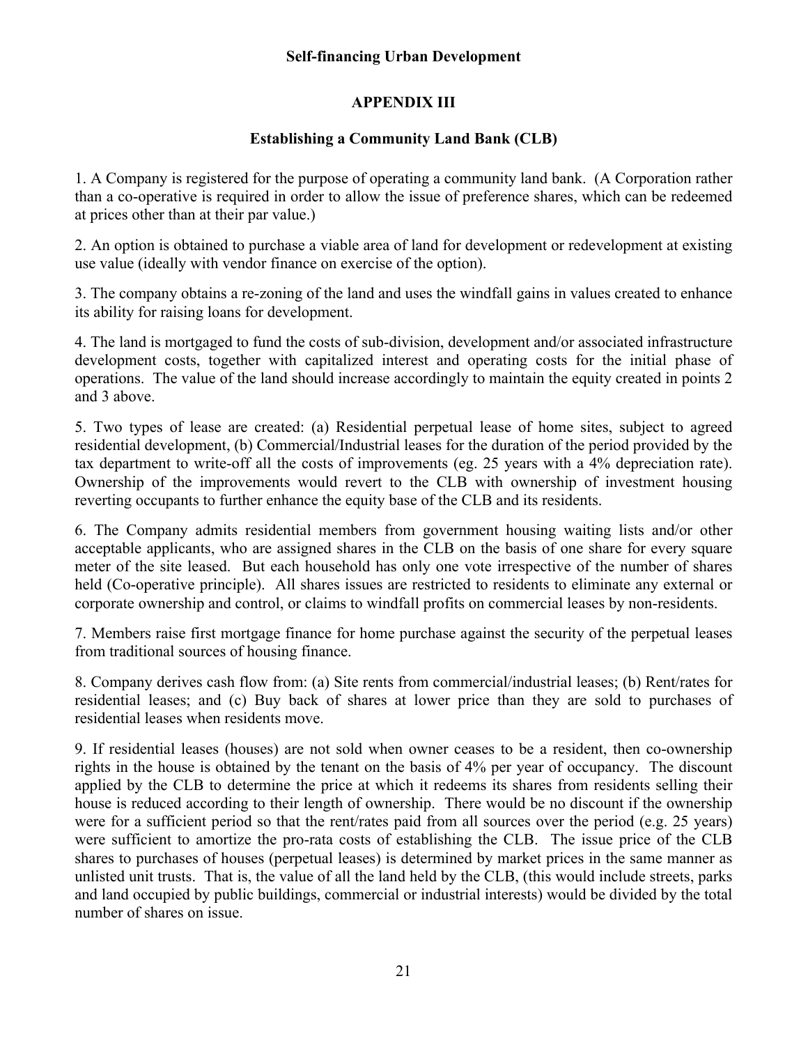## APPENDIX III

### Establishing a Community Land Bank (CLB)

1. A Company is registered for the purpose of operating a community land bank. (A Corporation rather than a co-operative is required in order to allow the issue of preference shares, which can be redeemed at prices other than at their par value.)

2. An option is obtained to purchase a viable area of land for development or redevelopment at existing use value (ideally with vendor finance on exercise of the option).

3. The company obtains a re-zoning of the land and uses the windfall gains in values created to enhance its ability for raising loans for development.

4. The land is mortgaged to fund the costs of sub-division, development and/or associated infrastructure development costs, together with capitalized interest and operating costs for the initial phase of operations. The value of the land should increase accordingly to maintain the equity created in points 2 and 3 above.

5. Two types of lease are created: (a) Residential perpetual lease of home sites, subject to agreed residential development, (b) Commercial/Industrial leases for the duration of the period provided by the tax department to write-off all the costs of improvements (eg. 25 years with a 4% depreciation rate). Ownership of the improvements would revert to the CLB with ownership of investment housing reverting occupants to further enhance the equity base of the CLB and its residents.

6. The Company admits residential members from government housing waiting lists and/or other acceptable applicants, who are assigned shares in the CLB on the basis of one share for every square meter of the site leased. But each household has only one vote irrespective of the number of shares held (Co-operative principle). All shares issues are restricted to residents to eliminate any external or corporate ownership and control, or claims to windfall profits on commercial leases by non-residents.

7. Members raise first mortgage finance for home purchase against the security of the perpetual leases from traditional sources of housing finance.

8. Company derives cash flow from: (a) Site rents from commercial/industrial leases; (b) Rent/rates for residential leases; and (c) Buy back of shares at lower price than they are sold to purchases of residential leases when residents move.

9. If residential leases (houses) are not sold when owner ceases to be a resident, then co-ownership rights in the house is obtained by the tenant on the basis of 4% per year of occupancy. The discount applied by the CLB to determine the price at which it redeems its shares from residents selling their house is reduced according to their length of ownership. There would be no discount if the ownership were for a sufficient period so that the rent/rates paid from all sources over the period (e.g. 25 years) were sufficient to amortize the pro-rata costs of establishing the CLB. The issue price of the CLB shares to purchases of houses (perpetual leases) is determined by market prices in the same manner as unlisted unit trusts. That is, the value of all the land held by the CLB, (this would include streets, parks and land occupied by public buildings, commercial or industrial interests) would be divided by the total number of shares on issue.